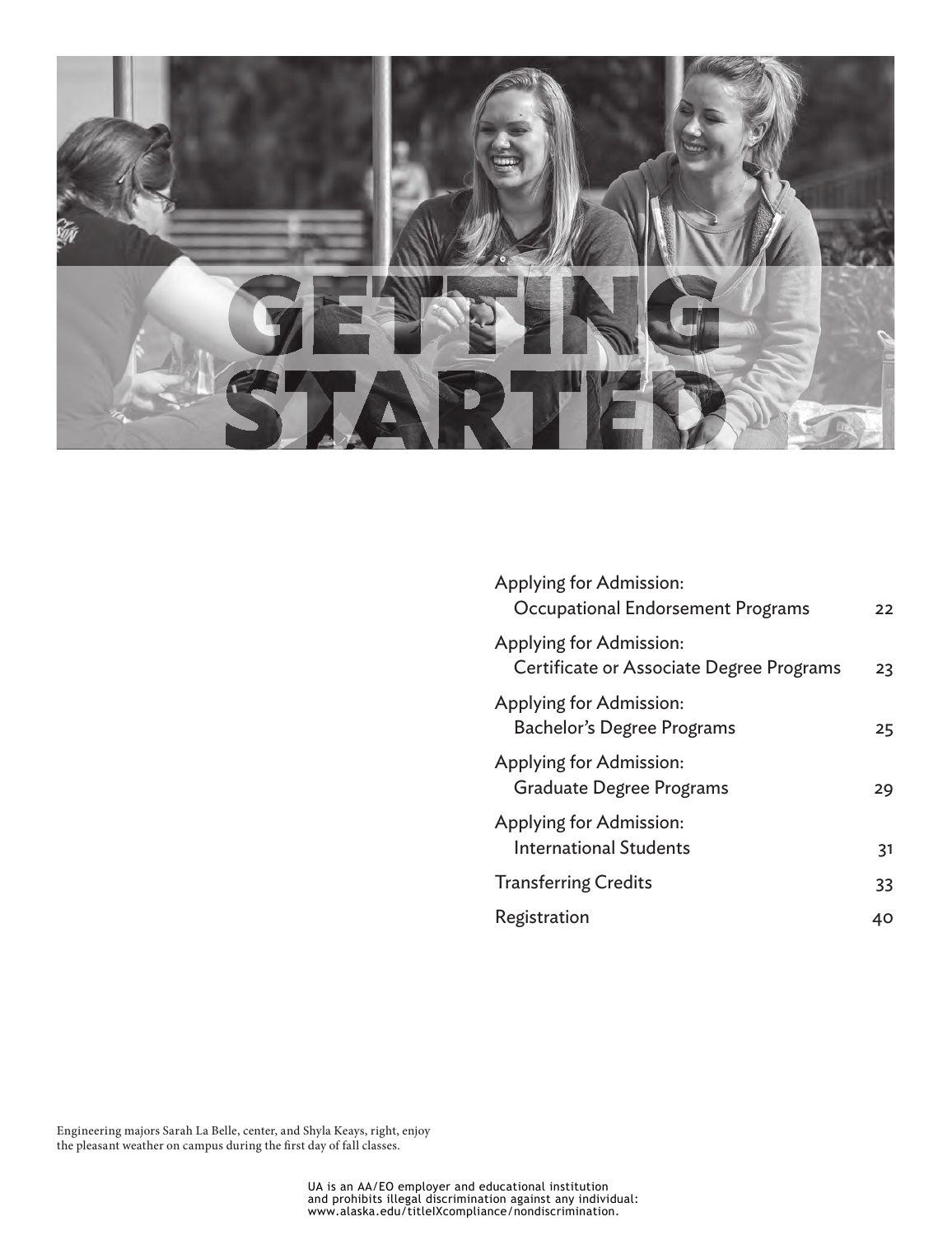# GETTING STARTED

| | |
|---|---|
| Applying for Admission: Occupational Endorsement Programs | 22 |
| Applying for Admission: Certificate or Associate Degree Programs | 23 |
| Applying for Admission: Bachelor's Degree Programs | 25 |
| Applying for Admission: Graduate Degree Programs | 29 |
| Applying for Admission: International Students | 31 |
| Transferring Credits | 33 |
| Registration | 40 |

Engineering majors Sarah La Belle, center, and Shyla Keays, right, enjoy the pleasant weather on campus during the first day of fall classes.

UA is an AA/EO employer and educational institution and prohibits illegal discrimination against any individual: www.alaska.edu/titleIXcompliance/nondiscrimination.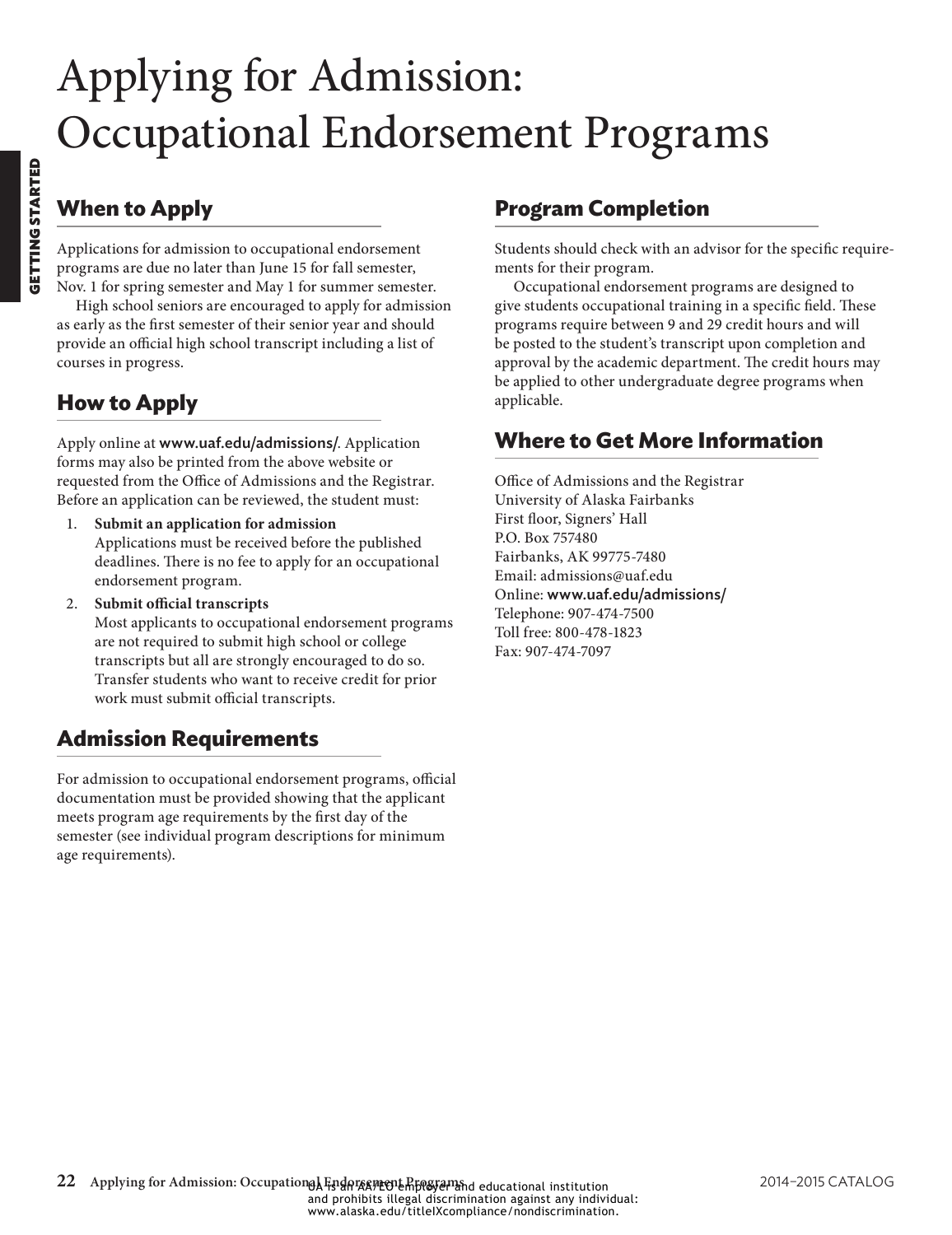# Applying for Admission: Occupational Endorsement Programs

## When to Apply

Applications for admission to occupational endorsement programs are due no later than June 15 for fall semester, Nov. 1 for spring semester and May 1 for summer semester.

High school seniors are encouraged to apply for admission as early as the first semester of their senior year and should provide an official high school transcript including a list of courses in progress.

## How to Apply

Apply online at **www.uaf.edu/admissions/**. Application forms may also be printed from the above website or requested from the Office of Admissions and the Registrar. Before an application can be reviewed, the student must:

1. **Submit an application for admission**
   Applications must be received before the published deadlines. There is no fee to apply for an occupational endorsement program.
2. **Submit official transcripts**
   Most applicants to occupational endorsement programs are not required to submit high school or college transcripts but all are strongly encouraged to do so. Transfer students who want to receive credit for prior work must submit official transcripts.

## Admission Requirements

For admission to occupational endorsement programs, official documentation must be provided showing that the applicant meets program age requirements by the first day of the semester (see individual program descriptions for minimum age requirements).

## Program Completion

Students should check with an advisor for the specific requirements for their program.

Occupational endorsement programs are designed to give students occupational training in a specific field. These programs require between 9 and 29 credit hours and will be posted to the student's transcript upon completion and approval by the academic department. The credit hours may be applied to other undergraduate degree programs when applicable.

## Where to Get More Information

Office of Admissions and the Registrar
University of Alaska Fairbanks
First floor, Signers' Hall
P.O. Box 757480
Fairbanks, AK 99775-7480
Email: admissions@uaf.edu
Online: **www.uaf.edu/admissions/**
Telephone: 907-474-7500
Toll free: 800-478-1823
Fax: 907-474-7097

UA is an AA/EO employer and educational institution and prohibits illegal discrimination against any individual: www.alaska.edu/titleIXcompliance/nondiscrimination.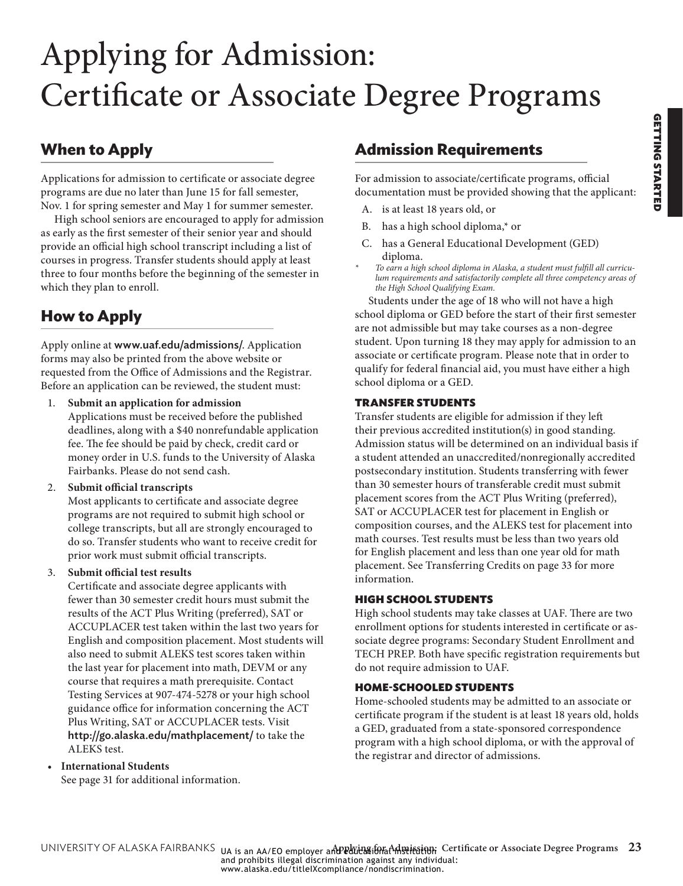# Applying for Admission: Certificate or Associate Degree Programs

## When to Apply

Applications for admission to certificate or associate degree programs are due no later than June 15 for fall semester, Nov. 1 for spring semester and May 1 for summer semester.

High school seniors are encouraged to apply for admission as early as the first semester of their senior year and should provide an official high school transcript including a list of courses in progress. Transfer students should apply at least three to four months before the beginning of the semester in which they plan to enroll.

## How to Apply

Apply online at **www.uaf.edu/admissions/**. Application forms may also be printed from the above website or requested from the Office of Admissions and the Registrar. Before an application can be reviewed, the student must:

1. **Submit an application for admission**
   Applications must be received before the published deadlines, along with a $40 nonrefundable application fee. The fee should be paid by check, credit card or money order in U.S. funds to the University of Alaska Fairbanks. Please do not send cash.
2. **Submit official transcripts**
   Most applicants to certificate and associate degree programs are not required to submit high school or college transcripts, but all are strongly encouraged to do so. Transfer students who want to receive credit for prior work must submit official transcripts.
3. **Submit official test results**
   Certificate and associate degree applicants with fewer than 30 semester credit hours must submit the results of the ACT Plus Writing (preferred), SAT or ACCUPLACER test taken within the last two years for English and composition placement. Most students will also need to submit ALEKS test scores taken within the last year for placement into math, DEVM or any course that requires a math prerequisite. Contact Testing Services at 907-474-5278 or your high school guidance office for information concerning the ACT Plus Writing, SAT or ACCUPLACER tests. Visit **http://go.alaska.edu/mathplacement/** to take the ALEKS test.

- **International Students**
  See page 31 for additional information.

## Admission Requirements

For admission to associate/certificate programs, official documentation must be provided showing that the applicant:

A. is at least 18 years old, or

B. has a high school diploma,* or

C. has a General Educational Development (GED) diploma.

\* *To earn a high school diploma in Alaska, a student must fulfill all curriculum requirements and satisfactorily complete all three competency areas of the High School Qualifying Exam.*

Students under the age of 18 who will not have a high school diploma or GED before the start of their first semester are not admissible but may take courses as a non-degree student. Upon turning 18 they may apply for admission to an associate or certificate program. Please note that in order to qualify for federal financial aid, you must have either a high school diploma or a GED.

### TRANSFER STUDENTS

Transfer students are eligible for admission if they left their previous accredited institution(s) in good standing. Admission status will be determined on an individual basis if a student attended an unaccredited/nonregionally accredited postsecondary institution. Students transferring with fewer than 30 semester hours of transferable credit must submit placement scores from the ACT Plus Writing (preferred), SAT or ACCUPLACER test for placement in English or composition courses, and the ALEKS test for placement into math courses. Test results must be less than two years old for English placement and less than one year old for math placement. See Transferring Credits on page 33 for more information.

### HIGH SCHOOL STUDENTS

High school students may take classes at UAF. There are two enrollment options for students interested in certificate or associate degree programs: Secondary Student Enrollment and TECH PREP. Both have specific registration requirements but do not require admission to UAF.

### HOME-SCHOOLED STUDENTS

Home-schooled students may be admitted to an associate or certificate program if the student is at least 18 years old, holds a GED, graduated from a state-sponsored correspondence program with a high school diploma, or with the approval of the registrar and director of admissions.

UA is an AA/EO employer and educational institution and prohibits illegal discrimination against any individual: www.alaska.edu/titleIXcompliance/nondiscrimination.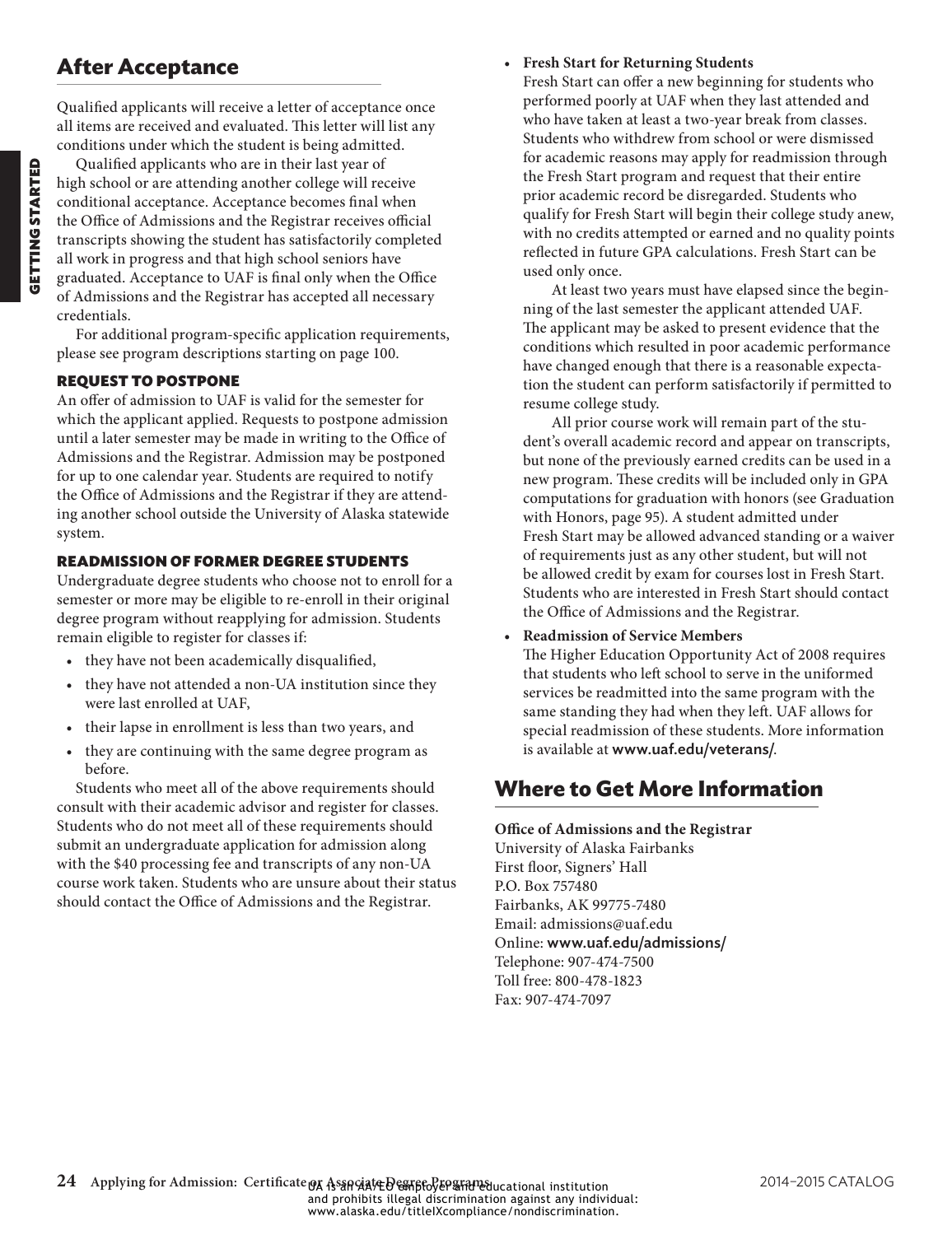## After Acceptance

Qualified applicants will receive a letter of acceptance once all items are received and evaluated. This letter will list any conditions under which the student is being admitted.

Qualified applicants who are in their last year of high school or are attending another college will receive conditional acceptance. Acceptance becomes final when the Office of Admissions and the Registrar receives official transcripts showing the student has satisfactorily completed all work in progress and that high school seniors have graduated. Acceptance to UAF is final only when the Office of Admissions and the Registrar has accepted all necessary credentials.

For additional program-specific application requirements, please see program descriptions starting on page 100.

### REQUEST TO POSTPONE

An offer of admission to UAF is valid for the semester for which the applicant applied. Requests to postpone admission until a later semester may be made in writing to the Office of Admissions and the Registrar. Admission may be postponed for up to one calendar year. Students are required to notify the Office of Admissions and the Registrar if they are attending another school outside the University of Alaska statewide system.

### READMISSION OF FORMER DEGREE STUDENTS

Undergraduate degree students who choose not to enroll for a semester or more may be eligible to re-enroll in their original degree program without reapplying for admission. Students remain eligible to register for classes if:

- they have not been academically disqualified,
- they have not attended a non-UA institution since they were last enrolled at UAF,
- their lapse in enrollment is less than two years, and
- they are continuing with the same degree program as before.

Students who meet all of the above requirements should consult with their academic advisor and register for classes. Students who do not meet all of these requirements should submit an undergraduate application for admission along with the $40 processing fee and transcripts of any non-UA course work taken. Students who are unsure about their status should contact the Office of Admissions and the Registrar.

- **Fresh Start for Returning Students**
  Fresh Start can offer a new beginning for students who performed poorly at UAF when they last attended and who have taken at least a two-year break from classes. Students who withdrew from school or were dismissed for academic reasons may apply for readmission through the Fresh Start program and request that their entire prior academic record be disregarded. Students who qualify for Fresh Start will begin their college study anew, with no credits attempted or earned and no quality points reflected in future GPA calculations. Fresh Start can be used only once.

  At least two years must have elapsed since the beginning of the last semester the applicant attended UAF. The applicant may be asked to present evidence that the conditions which resulted in poor academic performance have changed enough that there is a reasonable expectation the student can perform satisfactorily if permitted to resume college study.

  All prior course work will remain part of the student's overall academic record and appear on transcripts, but none of the previously earned credits can be used in a new program. These credits will be included only in GPA computations for graduation with honors (see Graduation with Honors, page 95). A student admitted under Fresh Start may be allowed advanced standing or a waiver of requirements just as any other student, but will not be allowed credit by exam for courses lost in Fresh Start. Students who are interested in Fresh Start should contact the Office of Admissions and the Registrar.

- **Readmission of Service Members**
  The Higher Education Opportunity Act of 2008 requires that students who left school to serve in the uniformed services be readmitted into the same program with the same standing they had when they left. UAF allows for special readmission of these students. More information is available at www.uaf.edu/veterans/.

## Where to Get More Information

**Office of Admissions and the Registrar**
University of Alaska Fairbanks
First floor, Signers' Hall
P.O. Box 757480
Fairbanks, AK 99775-7480
Email: admissions@uaf.edu
Online: www.uaf.edu/admissions/
Telephone: 907-474-7500
Toll free: 800-478-1823
Fax: 907-474-7097

UA is an AA/EO employer and educational institution and prohibits illegal discrimination against any individual: www.alaska.edu/titleIXcompliance/nondiscrimination.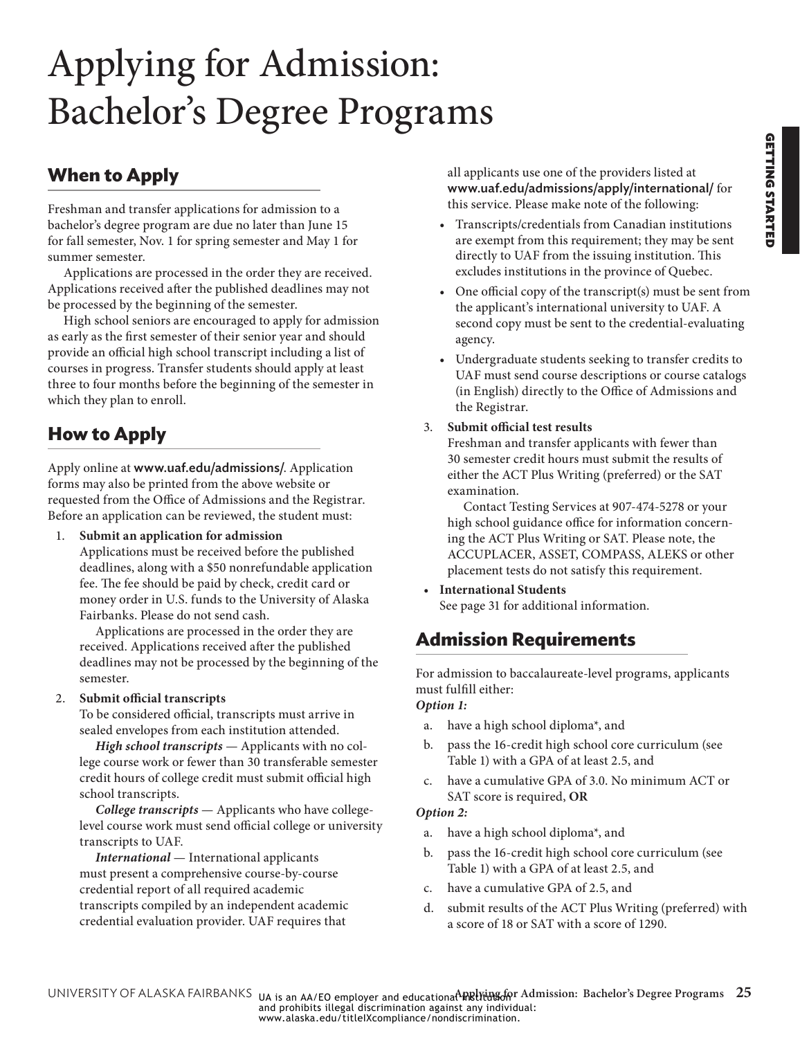# Applying for Admission: Bachelor's Degree Programs

## When to Apply

Freshman and transfer applications for admission to a bachelor's degree program are due no later than June 15 for fall semester, Nov. 1 for spring semester and May 1 for summer semester.

Applications are processed in the order they are received. Applications received after the published deadlines may not be processed by the beginning of the semester.

High school seniors are encouraged to apply for admission as early as the first semester of their senior year and should provide an official high school transcript including a list of courses in progress. Transfer students should apply at least three to four months before the beginning of the semester in which they plan to enroll.

## How to Apply

Apply online at **www.uaf.edu/admissions/**. Application forms may also be printed from the above website or requested from the Office of Admissions and the Registrar. Before an application can be reviewed, the student must:

1. **Submit an application for admission**
   Applications must be received before the published deadlines, along with a $50 nonrefundable application fee. The fee should be paid by check, credit card or money order in U.S. funds to the University of Alaska Fairbanks. Please do not send cash.

   Applications are processed in the order they are received. Applications received after the published deadlines may not be processed by the beginning of the semester.

2. **Submit official transcripts**
   To be considered official, transcripts must arrive in sealed envelopes from each institution attended.

   ***High school transcripts*** — Applicants with no college course work or fewer than 30 transferable semester credit hours of college credit must submit official high school transcripts.

   ***College transcripts*** — Applicants who have college-level course work must send official college or university transcripts to UAF.

   ***International*** — International applicants must present a comprehensive course-by-course credential report of all required academic transcripts compiled by an independent academic credential evaluation provider. UAF requires that all applicants use one of the providers listed at **www.uaf.edu/admissions/apply/international/** for this service. Please make note of the following:

   - Transcripts/credentials from Canadian institutions are exempt from this requirement; they may be sent directly to UAF from the issuing institution. This excludes institutions in the province of Quebec.
   - One official copy of the transcript(s) must be sent from the applicant's international university to UAF. A second copy must be sent to the credential-evaluating agency.
   - Undergraduate students seeking to transfer credits to UAF must send course descriptions or course catalogs (in English) directly to the Office of Admissions and the Registrar.

3. **Submit official test results**
   Freshman and transfer applicants with fewer than 30 semester credit hours must submit the results of either the ACT Plus Writing (preferred) or the SAT examination.

   Contact Testing Services at 907-474-5278 or your high school guidance office for information concerning the ACT Plus Writing or SAT. Please note, the ACCUPLACER, ASSET, COMPASS, ALEKS or other placement tests do not satisfy this requirement.

- **International Students**
  See page 31 for additional information.

## Admission Requirements

For admission to baccalaureate-level programs, applicants must fulfill either:

***Option 1:***

a. have a high school diploma*, and
b. pass the 16-credit high school core curriculum (see Table 1) with a GPA of at least 2.5, and
c. have a cumulative GPA of 3.0. No minimum ACT or SAT score is required, **OR**

***Option 2:***

a. have a high school diploma*, and
b. pass the 16-credit high school core curriculum (see Table 1) with a GPA of at least 2.5, and
c. have a cumulative GPA of 2.5, and
d. submit results of the ACT Plus Writing (preferred) with a score of 18 or SAT with a score of 1290.

UA is an AA/EO employer and educational institution and prohibits illegal discrimination against any individual: www.alaska.edu/titleIXcompliance/nondiscrimination.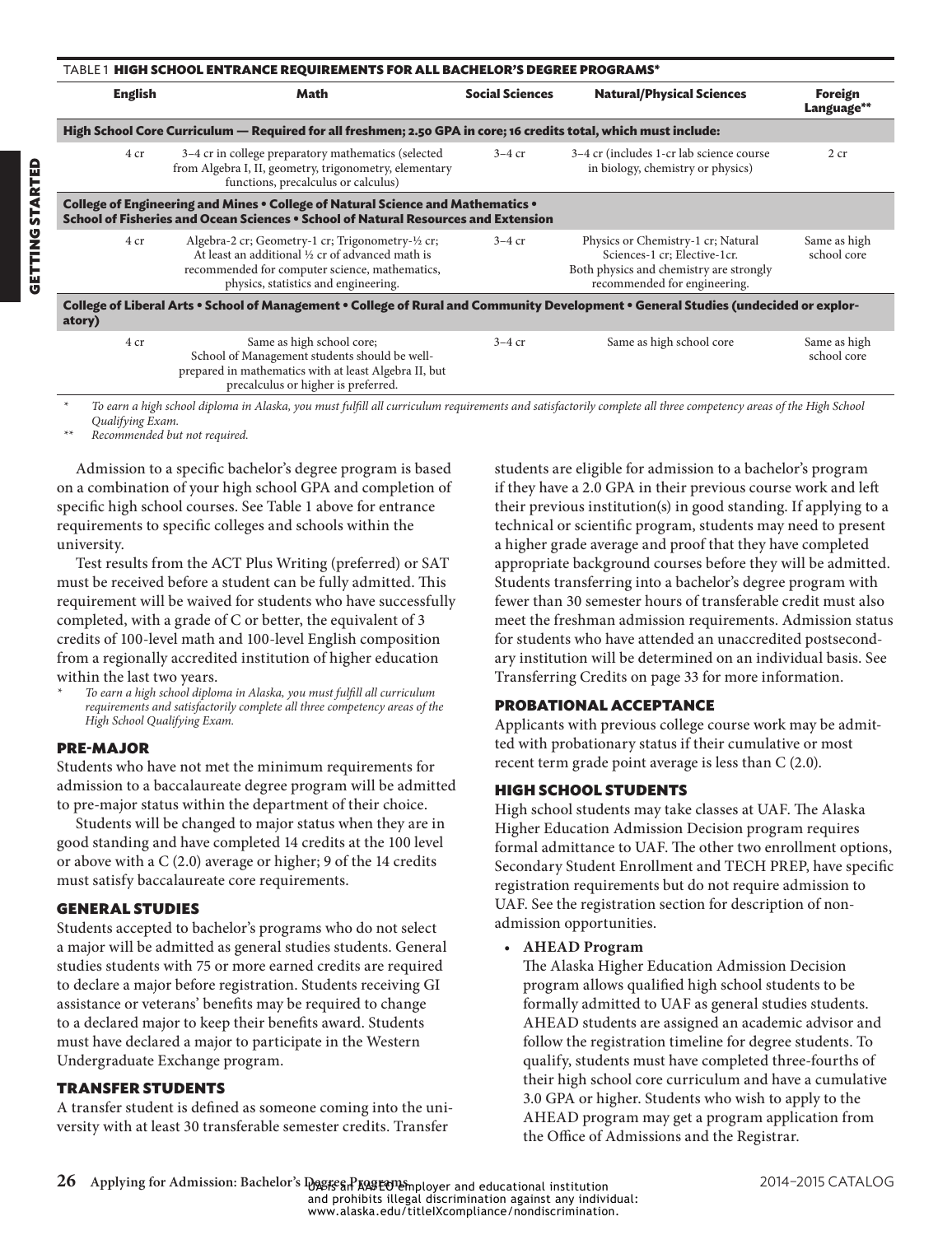TABLE 1 **HIGH SCHOOL ENTRANCE REQUIREMENTS FOR ALL BACHELOR'S DEGREE PROGRAMS***

| English | Math | Social Sciences | Natural/Physical Sciences | Foreign Language** |
|---|---|---|---|---|
| **High School Core Curriculum — Required for all freshmen; 2.50 GPA in core; 16 credits total, which must include:** | | | | |
| 4 cr | 3–4 cr in college preparatory mathematics (selected from Algebra I, II, geometry, trigonometry, elementary functions, precalculus or calculus) | 3–4 cr | 3–4 cr (includes 1-cr lab science course in biology, chemistry or physics) | 2 cr |
| **College of Engineering and Mines • College of Natural Science and Mathematics • School of Fisheries and Ocean Sciences • School of Natural Resources and Extension** | | | | |
| 4 cr | Algebra-2 cr; Geometry-1 cr; Trigonometry-½ cr; At least an additional ½ cr of advanced math is recommended for computer science, mathematics, physics, statistics and engineering. | 3–4 cr | Physics or Chemistry-1 cr; Natural Sciences-1 cr; Elective-1cr. Both physics and chemistry are strongly recommended for engineering. | Same as high school core |
| **College of Liberal Arts • School of Management • College of Rural and Community Development • General Studies (undecided or exploratory)** | | | | |
| 4 cr | Same as high school core; School of Management students should be well-prepared in mathematics with at least Algebra II, but precalculus or higher is preferred. | 3–4 cr | Same as high school core | Same as high school core |

\* *To earn a high school diploma in Alaska, you must fulfill all curriculum requirements and satisfactorily complete all three competency areas of the High School Qualifying Exam.*

\** *Recommended but not required.*

Admission to a specific bachelor's degree program is based on a combination of your high school GPA and completion of specific high school courses. See Table 1 above for entrance requirements to specific colleges and schools within the university.

Test results from the ACT Plus Writing (preferred) or SAT must be received before a student can be fully admitted. This requirement will be waived for students who have successfully completed, with a grade of C or better, the equivalent of 3 credits of 100-level math and 100-level English composition from a regionally accredited institution of higher education within the last two years.

\* *To earn a high school diploma in Alaska, you must fulfill all curriculum requirements and satisfactorily complete all three competency areas of the High School Qualifying Exam.*

## PRE-MAJOR

Students who have not met the minimum requirements for admission to a baccalaureate degree program will be admitted to pre-major status within the department of their choice.

Students will be changed to major status when they are in good standing and have completed 14 credits at the 100 level or above with a C (2.0) average or higher; 9 of the 14 credits must satisfy baccalaureate core requirements.

## GENERAL STUDIES

Students accepted to bachelor's programs who do not select a major will be admitted as general studies students. General studies students with 75 or more earned credits are required to declare a major before registration. Students receiving GI assistance or veterans' benefits may be required to change to a declared major to keep their benefits award. Students must have declared a major to participate in the Western Undergraduate Exchange program.

## TRANSFER STUDENTS

A transfer student is defined as someone coming into the university with at least 30 transferable semester credits. Transfer students are eligible for admission to a bachelor's program if they have a 2.0 GPA in their previous course work and left their previous institution(s) in good standing. If applying to a technical or scientific program, students may need to present a higher grade average and proof that they have completed appropriate background courses before they will be admitted. Students transferring into a bachelor's degree program with fewer than 30 semester hours of transferable credit must also meet the freshman admission requirements. Admission status for students who have attended an unaccredited postsecondary institution will be determined on an individual basis. See Transferring Credits on page 33 for more information.

## PROBATIONAL ACCEPTANCE

Applicants with previous college course work may be admitted with probationary status if their cumulative or most recent term grade point average is less than C (2.0).

## HIGH SCHOOL STUDENTS

High school students may take classes at UAF. The Alaska Higher Education Admission Decision program requires formal admittance to UAF. The other two enrollment options, Secondary Student Enrollment and TECH PREP, have specific registration requirements but do not require admission to UAF. See the registration section for description of non-admission opportunities.

- **AHEAD Program**
  The Alaska Higher Education Admission Decision program allows qualified high school students to be formally admitted to UAF as general studies students. AHEAD students are assigned an academic advisor and follow the registration timeline for degree students. To qualify, students must have completed three-fourths of their high school core curriculum and have a cumulative 3.0 GPA or higher. Students who wish to apply to the AHEAD program may get a program application from the Office of Admissions and the Registrar.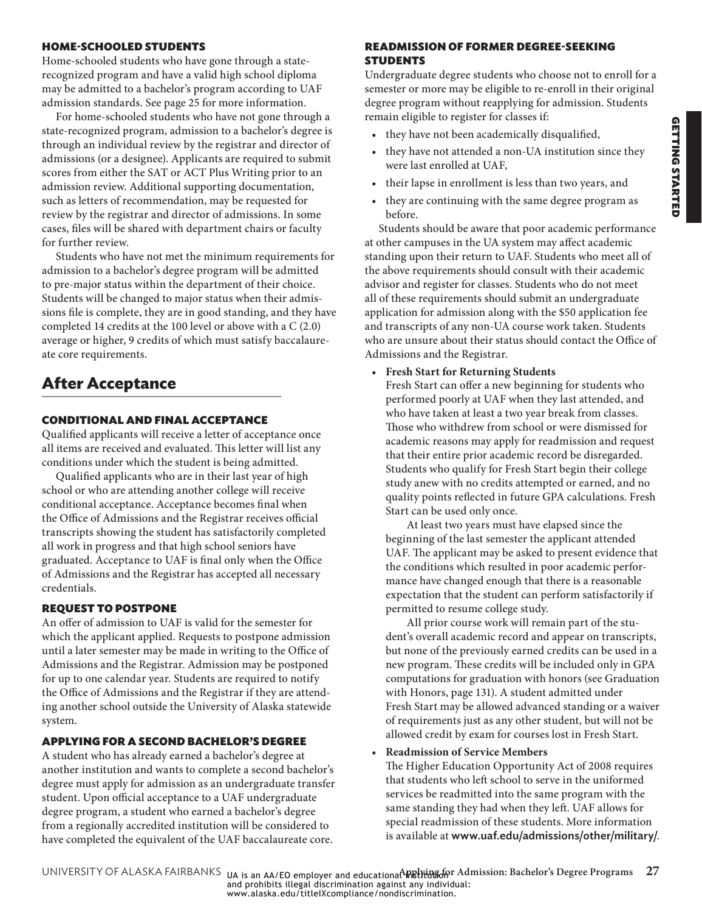### HOME-SCHOOLED STUDENTS

Home-schooled students who have gone through a state-recognized program and have a valid high school diploma may be admitted to a bachelor's program according to UAF admission standards. See page 25 for more information.

For home-schooled students who have not gone through a state-recognized program, admission to a bachelor's degree is through an individual review by the registrar and director of admissions (or a designee). Applicants are required to submit scores from either the SAT or ACT Plus Writing prior to an admission review. Additional supporting documentation, such as letters of recommendation, may be requested for review by the registrar and director of admissions. In some cases, files will be shared with department chairs or faculty for further review.

Students who have not met the minimum requirements for admission to a bachelor's degree program will be admitted to pre-major status within the department of their choice. Students will be changed to major status when their admissions file is complete, they are in good standing, and they have completed 14 credits at the 100 level or above with a C (2.0) average or higher, 9 credits of which must satisfy baccalaureate core requirements.

## After Acceptance

### CONDITIONAL AND FINAL ACCEPTANCE

Qualified applicants will receive a letter of acceptance once all items are received and evaluated. This letter will list any conditions under which the student is being admitted.

Qualified applicants who are in their last year of high school or who are attending another college will receive conditional acceptance. Acceptance becomes final when the Office of Admissions and the Registrar receives official transcripts showing the student has satisfactorily completed all work in progress and that high school seniors have graduated. Acceptance to UAF is final only when the Office of Admissions and the Registrar has accepted all necessary credentials.

### REQUEST TO POSTPONE

An offer of admission to UAF is valid for the semester for which the applicant applied. Requests to postpone admission until a later semester may be made in writing to the Office of Admissions and the Registrar. Admission may be postponed for up to one calendar year. Students are required to notify the Office of Admissions and the Registrar if they are attending another school outside the University of Alaska statewide system.

### APPLYING FOR A SECOND BACHELOR'S DEGREE

A student who has already earned a bachelor's degree at another institution and wants to complete a second bachelor's degree must apply for admission as an undergraduate transfer student. Upon official acceptance to a UAF undergraduate degree program, a student who earned a bachelor's degree from a regionally accredited institution will be considered to have completed the equivalent of the UAF baccalaureate core.

### READMISSION OF FORMER DEGREE-SEEKING STUDENTS

Undergraduate degree students who choose not to enroll for a semester or more may be eligible to re-enroll in their original degree program without reapplying for admission. Students remain eligible to register for classes if:

- they have not been academically disqualified,
- they have not attended a non-UA institution since they were last enrolled at UAF,
- their lapse in enrollment is less than two years, and
- they are continuing with the same degree program as before.

Students should be aware that poor academic performance at other campuses in the UA system may affect academic standing upon their return to UAF. Students who meet all of the above requirements should consult with their academic advisor and register for classes. Students who do not meet all of these requirements should submit an undergraduate application for admission along with the $50 application fee and transcripts of any non-UA course work taken. Students who are unsure about their status should contact the Office of Admissions and the Registrar.

- **Fresh Start for Returning Students**

  Fresh Start can offer a new beginning for students who performed poorly at UAF when they last attended, and who have taken at least a two year break from classes. Those who withdrew from school or were dismissed for academic reasons may apply for readmission and request that their entire prior academic record be disregarded. Students who qualify for Fresh Start begin their college study anew with no credits attempted or earned, and no quality points reflected in future GPA calculations. Fresh Start can be used only once.

  At least two years must have elapsed since the beginning of the last semester the applicant attended UAF. The applicant may be asked to present evidence that the conditions which resulted in poor academic performance have changed enough that there is a reasonable expectation that the student can perform satisfactorily if permitted to resume college study.

  All prior course work will remain part of the student's overall academic record and appear on transcripts, but none of the previously earned credits can be used in a new program. These credits will be included only in GPA computations for graduation with honors (see Graduation with Honors, page 131). A student admitted under Fresh Start may be allowed advanced standing or a waiver of requirements just as any other student, but will not be allowed credit by exam for courses lost in Fresh Start.

- **Readmission of Service Members**

  The Higher Education Opportunity Act of 2008 requires that students who left school to serve in the uniformed services be readmitted into the same program with the same standing they had when they left. UAF allows for special readmission of these students. More information is available at **www.uaf.edu/admissions/other/military/**.

UA is an AA/EO employer and educational institution and prohibits illegal discrimination against any individual: www.alaska.edu/titleIXcompliance/nondiscrimination.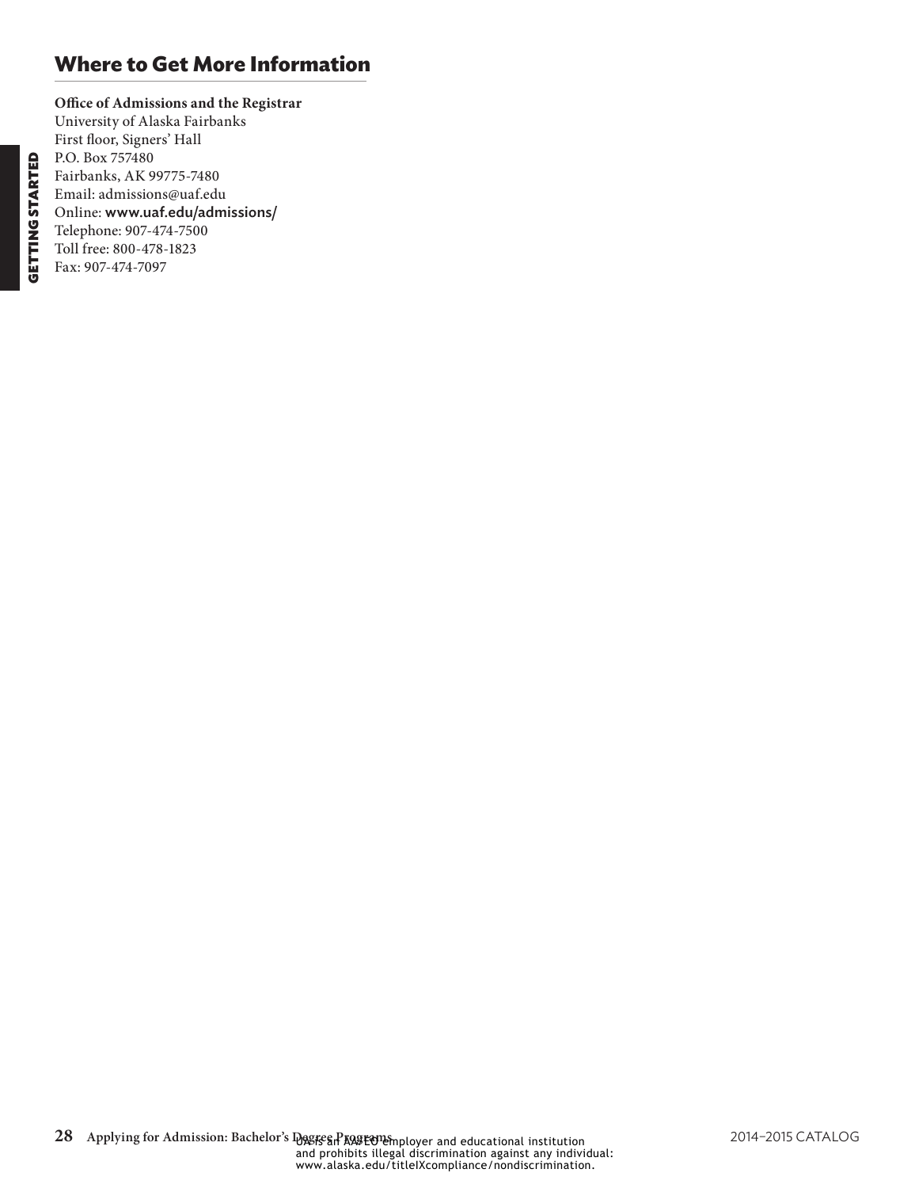## Where to Get More Information

**Office of Admissions and the Registrar**
University of Alaska Fairbanks
First floor, Signers' Hall
P.O. Box 757480
Fairbanks, AK 99775-7480
Email: admissions@uaf.edu
Online: **www.uaf.edu/admissions/**
Telephone: 907-474-7500
Toll free: 800-478-1823
Fax: 907-474-7097

UA is an AA/EO employer and educational institution and prohibits illegal discrimination against any individual: www.alaska.edu/titleIXcompliance/nondiscrimination.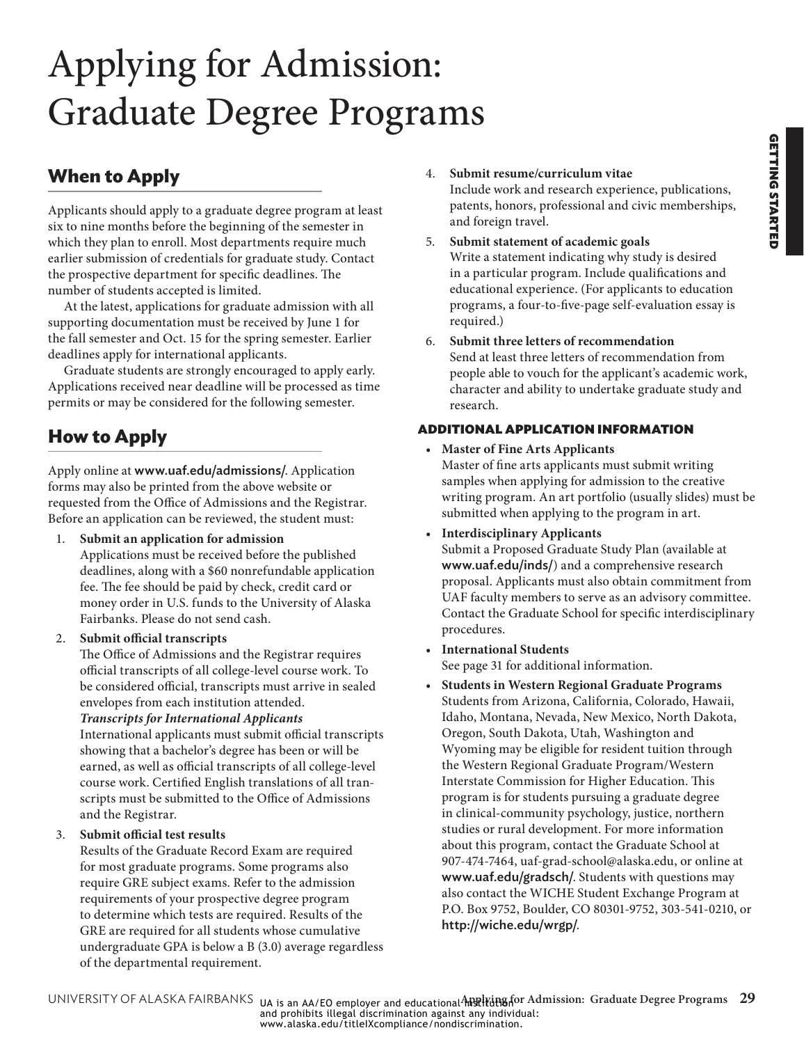# Applying for Admission: Graduate Degree Programs

## When to Apply

Applicants should apply to a graduate degree program at least six to nine months before the beginning of the semester in which they plan to enroll. Most departments require much earlier submission of credentials for graduate study. Contact the prospective department for specific deadlines. The number of students accepted is limited.

At the latest, applications for graduate admission with all supporting documentation must be received by June 1 for the fall semester and Oct. 15 for the spring semester. Earlier deadlines apply for international applicants.

Graduate students are strongly encouraged to apply early. Applications received near deadline will be processed as time permits or may be considered for the following semester.

## How to Apply

Apply online at **www.uaf.edu/admissions/**. Application forms may also be printed from the above website or requested from the Office of Admissions and the Registrar. Before an application can be reviewed, the student must:

1. **Submit an application for admission**
   Applications must be received before the published deadlines, along with a $60 nonrefundable application fee. The fee should be paid by check, credit card or money order in U.S. funds to the University of Alaska Fairbanks. Please do not send cash.
2. **Submit official transcripts**
   The Office of Admissions and the Registrar requires official transcripts of all college-level course work. To be considered official, transcripts must arrive in sealed envelopes from each institution attended.
   ***Transcripts for International Applicants***
   International applicants must submit official transcripts showing that a bachelor's degree has been or will be earned, as well as official transcripts of all college-level course work. Certified English translations of all transcripts must be submitted to the Office of Admissions and the Registrar.
3. **Submit official test results**
   Results of the Graduate Record Exam are required for most graduate programs. Some programs also require GRE subject exams. Refer to the admission requirements of your prospective degree program to determine which tests are required. Results of the GRE are required for all students whose cumulative undergraduate GPA is below a B (3.0) average regardless of the departmental requirement.
4. **Submit resume/curriculum vitae**
   Include work and research experience, publications, patents, honors, professional and civic memberships, and foreign travel.
5. **Submit statement of academic goals**
   Write a statement indicating why study is desired in a particular program. Include qualifications and educational experience. (For applicants to education programs, a four-to-five-page self-evaluation essay is required.)
6. **Submit three letters of recommendation**
   Send at least three letters of recommendation from people able to vouch for the applicant's academic work, character and ability to undertake graduate study and research.

### ADDITIONAL APPLICATION INFORMATION

- **Master of Fine Arts Applicants**
  Master of fine arts applicants must submit writing samples when applying for admission to the creative writing program. An art portfolio (usually slides) must be submitted when applying to the program in art.
- **Interdisciplinary Applicants**
  Submit a Proposed Graduate Study Plan (available at **www.uaf.edu/inds/**) and a comprehensive research proposal. Applicants must also obtain commitment from UAF faculty members to serve as an advisory committee. Contact the Graduate School for specific interdisciplinary procedures.
- **International Students**
  See page 31 for additional information.
- **Students in Western Regional Graduate Programs**
  Students from Arizona, California, Colorado, Hawaii, Idaho, Montana, Nevada, New Mexico, North Dakota, Oregon, South Dakota, Utah, Washington and Wyoming may be eligible for resident tuition through the Western Regional Graduate Program/Western Interstate Commission for Higher Education. This program is for students pursuing a graduate degree in clinical-community psychology, justice, northern studies or rural development. For more information about this program, contact the Graduate School at 907-474-7464, uaf-grad-school@alaska.edu, or online at **www.uaf.edu/gradsch/**. Students with questions may also contact the WICHE Student Exchange Program at P.O. Box 9752, Boulder, CO 80301-9752, 303-541-0210, or **http://wiche.edu/wrgp/**.

UA is an AA/EO employer and educational institution and prohibits illegal discrimination against any individual: www.alaska.edu/titleIXcompliance/nondiscrimination.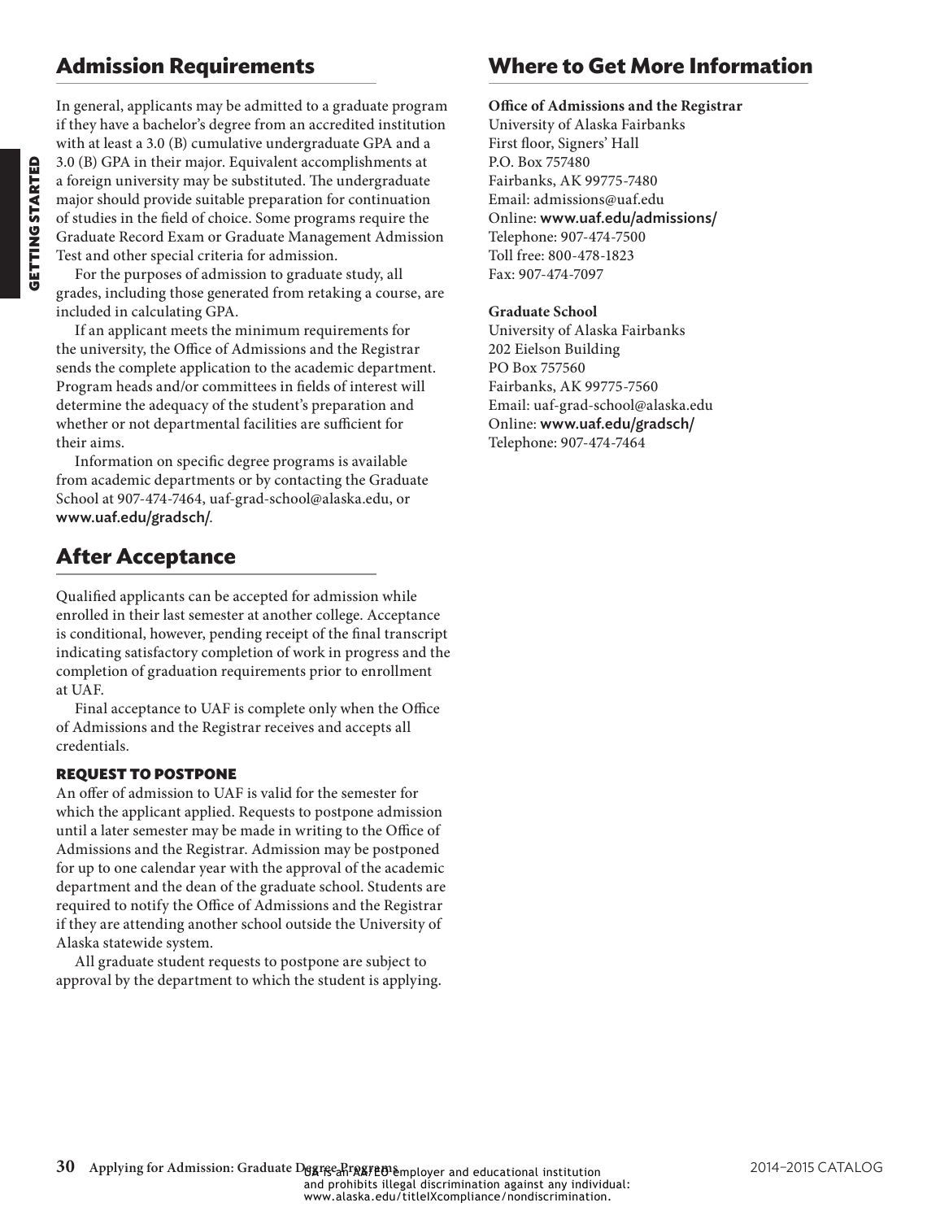## Admission Requirements

In general, applicants may be admitted to a graduate program if they have a bachelor's degree from an accredited institution with at least a 3.0 (B) cumulative undergraduate GPA and a 3.0 (B) GPA in their major. Equivalent accomplishments at a foreign university may be substituted. The undergraduate major should provide suitable preparation for continuation of studies in the field of choice. Some programs require the Graduate Record Exam or Graduate Management Admission Test and other special criteria for admission.

For the purposes of admission to graduate study, all grades, including those generated from retaking a course, are included in calculating GPA.

If an applicant meets the minimum requirements for the university, the Office of Admissions and the Registrar sends the complete application to the academic department. Program heads and/or committees in fields of interest will determine the adequacy of the student's preparation and whether or not departmental facilities are sufficient for their aims.

Information on specific degree programs is available from academic departments or by contacting the Graduate School at 907-474-7464, uaf-grad-school@alaska.edu, or **www.uaf.edu/gradsch/**.

## After Acceptance

Qualified applicants can be accepted for admission while enrolled in their last semester at another college. Acceptance is conditional, however, pending receipt of the final transcript indicating satisfactory completion of work in progress and the completion of graduation requirements prior to enrollment at UAF.

Final acceptance to UAF is complete only when the Office of Admissions and the Registrar receives and accepts all credentials.

### REQUEST TO POSTPONE

An offer of admission to UAF is valid for the semester for which the applicant applied. Requests to postpone admission until a later semester may be made in writing to the Office of Admissions and the Registrar. Admission may be postponed for up to one calendar year with the approval of the academic department and the dean of the graduate school. Students are required to notify the Office of Admissions and the Registrar if they are attending another school outside the University of Alaska statewide system.

All graduate student requests to postpone are subject to approval by the department to which the student is applying.

## Where to Get More Information

**Office of Admissions and the Registrar**
University of Alaska Fairbanks
First floor, Signers' Hall
P.O. Box 757480
Fairbanks, AK 99775-7480
Email: admissions@uaf.edu
Online: **www.uaf.edu/admissions/**
Telephone: 907-474-7500
Toll free: 800-478-1823
Fax: 907-474-7097

**Graduate School**
University of Alaska Fairbanks
202 Eielson Building
PO Box 757560
Fairbanks, AK 99775-7560
Email: uaf-grad-school@alaska.edu
Online: **www.uaf.edu/gradsch/**
Telephone: 907-474-7464

UA is an AA/EO employer and educational institution and prohibits illegal discrimination against any individual: www.alaska.edu/titleIXcompliance/nondiscrimination.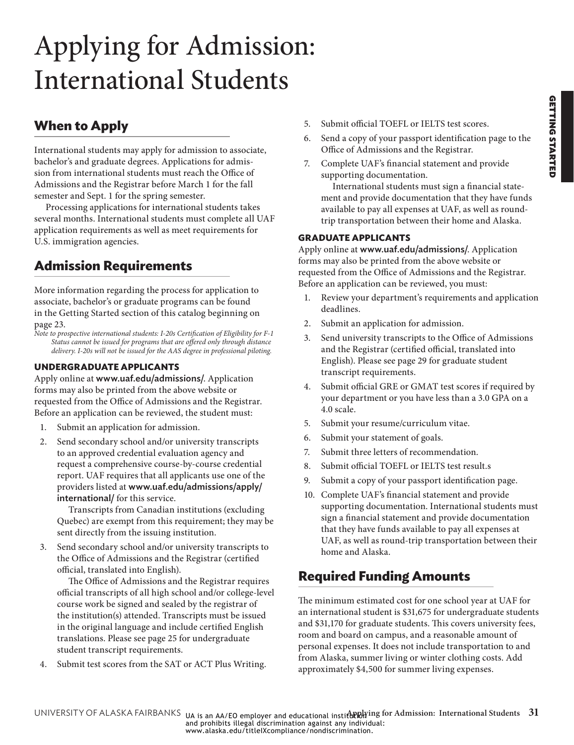# Applying for Admission: International Students

## When to Apply

International students may apply for admission to associate, bachelor's and graduate degrees. Applications for admission from international students must reach the Office of Admissions and the Registrar before March 1 for the fall semester and Sept. 1 for the spring semester.

Processing applications for international students takes several months. International students must complete all UAF application requirements as well as meet requirements for U.S. immigration agencies.

## Admission Requirements

More information regarding the process for application to associate, bachelor's or graduate programs can be found in the Getting Started section of this catalog beginning on page 23.

*Note to prospective international students: I-20s Certification of Eligibility for F-1 Status cannot be issued for programs that are offered only through distance delivery. I-20s will not be issued for the AAS degree in professional piloting.*

### UNDERGRADUATE APPLICANTS

Apply online at **www.uaf.edu/admissions/**. Application forms may also be printed from the above website or requested from the Office of Admissions and the Registrar. Before an application can be reviewed, the student must:

1. Submit an application for admission.
2. Send secondary school and/or university transcripts to an approved credential evaluation agency and request a comprehensive course-by-course credential report. UAF requires that all applicants use one of the providers listed at **www.uaf.edu/admissions/apply/international/** for this service.

   Transcripts from Canadian institutions (excluding Quebec) are exempt from this requirement; they may be sent directly from the issuing institution.
3. Send secondary school and/or university transcripts to the Office of Admissions and the Registrar (certified official, translated into English).

   The Office of Admissions and the Registrar requires official transcripts of all high school and/or college-level course work be signed and sealed by the registrar of the institution(s) attended. Transcripts must be issued in the original language and include certified English translations. Please see page 25 for undergraduate student transcript requirements.
4. Submit test scores from the SAT or ACT Plus Writing.
5. Submit official TOEFL or IELTS test scores.
6. Send a copy of your passport identification page to the Office of Admissions and the Registrar.
7. Complete UAF's financial statement and provide supporting documentation.

   International students must sign a financial statement and provide documentation that they have funds available to pay all expenses at UAF, as well as round-trip transportation between their home and Alaska.

### GRADUATE APPLICANTS

Apply online at **www.uaf.edu/admissions/**. Application forms may also be printed from the above website or requested from the Office of Admissions and the Registrar. Before an application can be reviewed, you must:

1. Review your department's requirements and application deadlines.
2. Submit an application for admission.
3. Send university transcripts to the Office of Admissions and the Registrar (certified official, translated into English). Please see page 29 for graduate student transcript requirements.
4. Submit official GRE or GMAT test scores if required by your department or you have less than a 3.0 GPA on a 4.0 scale.
5. Submit your resume/curriculum vitae.
6. Submit your statement of goals.
7. Submit three letters of recommendation.
8. Submit official TOEFL or IELTS test result.s
9. Submit a copy of your passport identification page.
10. Complete UAF's financial statement and provide supporting documentation. International students must sign a financial statement and provide documentation that they have funds available to pay all expenses at UAF, as well as round-trip transportation between their home and Alaska.

## Required Funding Amounts

The minimum estimated cost for one school year at UAF for an international student is $31,675 for undergraduate students and $31,170 for graduate students. This covers university fees, room and board on campus, and a reasonable amount of personal expenses. It does not include transportation to and from Alaska, summer living or winter clothing costs. Add approximately $4,500 for summer living expenses.

UA is an AA/EO employer and educational institution and prohibits illegal discrimination against any individual: www.alaska.edu/titleIXcompliance/nondiscrimination.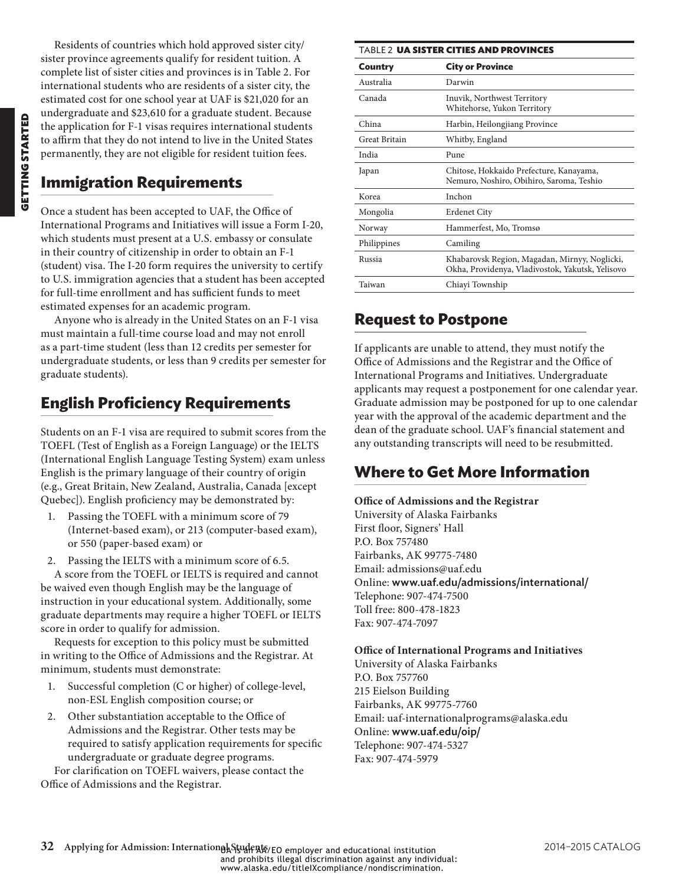Residents of countries which hold approved sister city/sister province agreements qualify for resident tuition. A complete list of sister cities and provinces is in Table 2. For international students who are residents of a sister city, the estimated cost for one school year at UAF is $21,020 for an undergraduate and $23,610 for a graduate student. Because the application for F-1 visas requires international students to affirm that they do not intend to live in the United States permanently, they are not eligible for resident tuition fees.

## Immigration Requirements

Once a student has been accepted to UAF, the Office of International Programs and Initiatives will issue a Form I-20, which students must present at a U.S. embassy or consulate in their country of citizenship in order to obtain an F-1 (student) visa. The I-20 form requires the university to certify to U.S. immigration agencies that a student has been accepted for full-time enrollment and has sufficient funds to meet estimated expenses for an academic program.

Anyone who is already in the United States on an F-1 visa must maintain a full-time course load and may not enroll as a part-time student (less than 12 credits per semester for undergraduate students, or less than 9 credits per semester for graduate students).

## English Proficiency Requirements

Students on an F-1 visa are required to submit scores from the TOEFL (Test of English as a Foreign Language) or the IELTS (International English Language Testing System) exam unless English is the primary language of their country of origin (e.g., Great Britain, New Zealand, Australia, Canada [except Quebec]). English proficiency may be demonstrated by:

1. Passing the TOEFL with a minimum score of 79 (Internet-based exam), or 213 (computer-based exam), or 550 (paper-based exam) or
2. Passing the IELTS with a minimum score of 6.5.

A score from the TOEFL or IELTS is required and cannot be waived even though English may be the language of instruction in your educational system. Additionally, some graduate departments may require a higher TOEFL or IELTS score in order to qualify for admission.

Requests for exception to this policy must be submitted in writing to the Office of Admissions and the Registrar. At minimum, students must demonstrate:

1. Successful completion (C or higher) of college-level, non-ESL English composition course; or
2. Other substantiation acceptable to the Office of Admissions and the Registrar. Other tests may be required to satisfy application requirements for specific undergraduate or graduate degree programs.

For clarification on TOEFL waivers, please contact the Office of Admissions and the Registrar.

TABLE 2 **UA SISTER CITIES AND PROVINCES**

| Country | City or Province |
|---|---|
| Australia | Darwin |
| Canada | Inuvik, Northwest Territory<br>Whitehorse, Yukon Territory |
| China | Harbin, Heilongjiang Province |
| Great Britain | Whitby, England |
| India | Pune |
| Japan | Chitose, Hokkaido Prefecture, Kanayama, Nemuro, Noshiro, Obihiro, Saroma, Teshio |
| Korea | Inchon |
| Mongolia | Erdenet City |
| Norway | Hammerfest, Mo, Tromsø |
| Philippines | Camiling |
| Russia | Khabarovsk Region, Magadan, Mirnyy, Noglicki, Okha, Providenya, Vladivostok, Yakutsk, Yelisovo |
| Taiwan | Chiayi Township |

## Request to Postpone

If applicants are unable to attend, they must notify the Office of Admissions and the Registrar and the Office of International Programs and Initiatives. Undergraduate applicants may request a postponement for one calendar year. Graduate admission may be postponed for up to one calendar year with the approval of the academic department and the dean of the graduate school. UAF's financial statement and any outstanding transcripts will need to be resubmitted.

## Where to Get More Information

**Office of Admissions and the Registrar**
University of Alaska Fairbanks
First floor, Signers' Hall
P.O. Box 757480
Fairbanks, AK 99775-7480
Email: admissions@uaf.edu
Online: **www.uaf.edu/admissions/international/**
Telephone: 907-474-7500
Toll free: 800-478-1823
Fax: 907-474-7097

**Office of International Programs and Initiatives**
University of Alaska Fairbanks
P.O. Box 757760
215 Eielson Building
Fairbanks, AK 99775-7760
Email: uaf-internationalprograms@alaska.edu
Online: **www.uaf.edu/oip/**
Telephone: 907-474-5327
Fax: 907-474-5979

UA is an AA/EO employer and educational institution and prohibits illegal discrimination against any individual: www.alaska.edu/titleIXcompliance/nondiscrimination.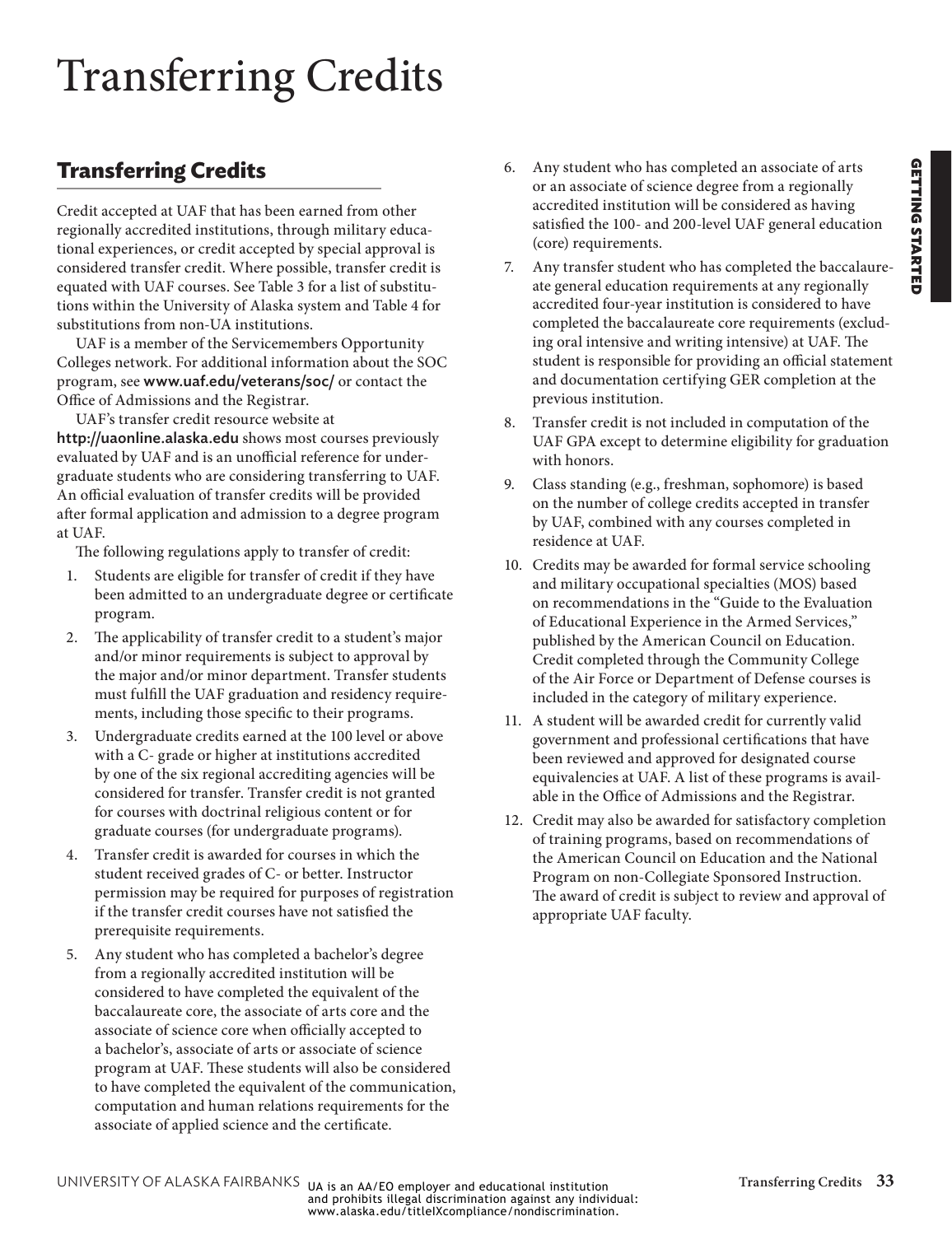# Transferring Credits

## Transferring Credits

Credit accepted at UAF that has been earned from other regionally accredited institutions, through military educational experiences, or credit accepted by special approval is considered transfer credit. Where possible, transfer credit is equated with UAF courses. See Table 3 for a list of substitutions within the University of Alaska system and Table 4 for substitutions from non-UA institutions.

UAF is a member of the Servicemembers Opportunity Colleges network. For additional information about the SOC program, see **www.uaf.edu/veterans/soc/** or contact the Office of Admissions and the Registrar.

UAF's transfer credit resource website at **http://uaonline.alaska.edu** shows most courses previously evaluated by UAF and is an unofficial reference for undergraduate students who are considering transferring to UAF. An official evaluation of transfer credits will be provided after formal application and admission to a degree program at UAF.

The following regulations apply to transfer of credit:

1. Students are eligible for transfer of credit if they have been admitted to an undergraduate degree or certificate program.
2. The applicability of transfer credit to a student's major and/or minor requirements is subject to approval by the major and/or minor department. Transfer students must fulfill the UAF graduation and residency requirements, including those specific to their programs.
3. Undergraduate credits earned at the 100 level or above with a C- grade or higher at institutions accredited by one of the six regional accrediting agencies will be considered for transfer. Transfer credit is not granted for courses with doctrinal religious content or for graduate courses (for undergraduate programs).
4. Transfer credit is awarded for courses in which the student received grades of C- or better. Instructor permission may be required for purposes of registration if the transfer credit courses have not satisfied the prerequisite requirements.
5. Any student who has completed a bachelor's degree from a regionally accredited institution will be considered to have completed the equivalent of the baccalaureate core, the associate of arts core and the associate of science core when officially accepted to a bachelor's, associate of arts or associate of science program at UAF. These students will also be considered to have completed the equivalent of the communication, computation and human relations requirements for the associate of applied science and the certificate.
6. Any student who has completed an associate of arts or an associate of science degree from a regionally accredited institution will be considered as having satisfied the 100- and 200-level UAF general education (core) requirements.
7. Any transfer student who has completed the baccalaureate general education requirements at any regionally accredited four-year institution is considered to have completed the baccalaureate core requirements (excluding oral intensive and writing intensive) at UAF. The student is responsible for providing an official statement and documentation certifying GER completion at the previous institution.
8. Transfer credit is not included in computation of the UAF GPA except to determine eligibility for graduation with honors.
9. Class standing (e.g., freshman, sophomore) is based on the number of college credits accepted in transfer by UAF, combined with any courses completed in residence at UAF.
10. Credits may be awarded for formal service schooling and military occupational specialties (MOS) based on recommendations in the "Guide to the Evaluation of Educational Experience in the Armed Services," published by the American Council on Education. Credit completed through the Community College of the Air Force or Department of Defense courses is included in the category of military experience.
11. A student will be awarded credit for currently valid government and professional certifications that have been reviewed and approved for designated course equivalencies at UAF. A list of these programs is available in the Office of Admissions and the Registrar.
12. Credit may also be awarded for satisfactory completion of training programs, based on recommendations of the American Council on Education and the National Program on non-Collegiate Sponsored Instruction. The award of credit is subject to review and approval of appropriate UAF faculty.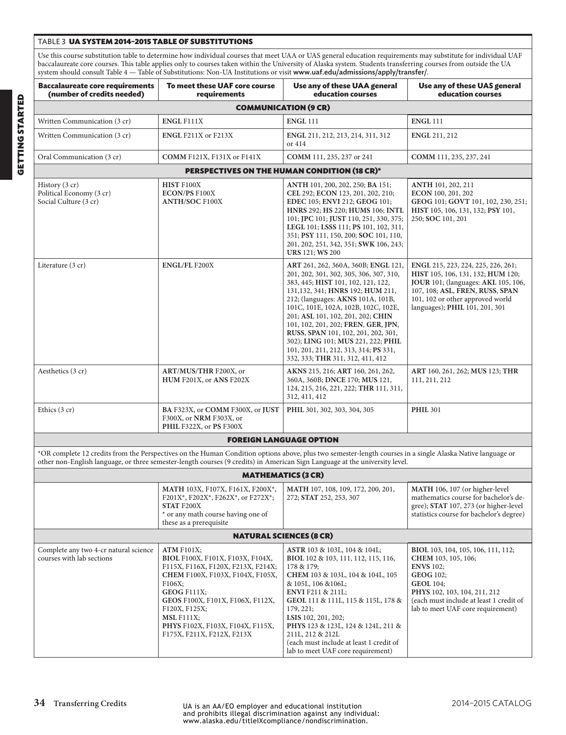TABLE 3 **UA SYSTEM 2014–2015 TABLE OF SUBSTITUTIONS**

Use this course substitution table to determine how individual courses that meet UAA or UAS general education requirements may substitute for individual UAF baccalaureate core courses. This table applies only to courses taken within the University of Alaska system. Students transferring courses from outside the UA system should consult Table 4 — Table of Substitutions: Non-UA Institutions or visit **www.uaf.edu/admissions/apply/transfer/**.

| Baccalaureate core requirements (number of credits needed) | To meet these UAF core course requirements | Use any of these UAA general education courses | Use any of these UAS general education courses |
|---|---|---|---|
| **COMMUNICATION (9 CR)** | | | |
| Written Communication (3 cr) | **ENGL** F111X | **ENGL** 111 | **ENGL** 111 |
| Written Communication (3 cr) | **ENGL** F211X or F213X | **ENGL** 211, 212, 213, 214, 311, 312 or 414 | **ENGL** 211, 212 |
| Oral Communication (3 cr) | **COMM** F121X, F131X or F141X | **COMM** 111, 235, 237 or 241 | **COMM** 111, 235, 237, 241 |
| **PERSPECTIVES ON THE HUMAN CONDITION (18 CR)*** | | | |
| History (3 cr)<br>Political Economy (3 cr)<br>Social Culture (3 cr) | **HIST** F100X<br>**ECON/PS** F100X<br>**ANTH/SOC** F100X | **ANTH** 101, 200, 202, 250; **BA** 151; **CEL** 292; **ECON** 123, 201, 202, 210; **EDEC** 105; **ENVI** 212; **GEOG** 101; **HNRS** 292; **HS** 220; **HUMS** 106; **INTL** 101; **JPC** 101; **JUST** 110, 251, 330, 375; **LEGL** 101; **LSSS** 111; **PS** 101, 102, 311, 351; **PSY** 111, 150, 200; **SOC** 101, 110, 201, 202, 251, 342, 351; **SWK** 106, 243; **URS** 121; **WS** 200 | **ANTH** 101, 202, 211<br>**ECON** 100, 201, 202<br>**GEOG** 101; **GOVT** 101, 102, 230, 251; **HIST** 105, 106, 131, 132; **PSY** 101, 250; **SOC** 101, 201 |
| Literature (3 cr) | **ENGL/FL** F200X | **ART** 261, 262, 360A, 360B; **ENGL** 121, 201, 202, 301, 302, 305, 306, 307, 310, 383, 445; **HIST** 101, 102, 121, 122, 131,132, 341; **HNRS** 192; **HUM** 211, 212; (languages: **AKNS** 101A, 101B, 101C, 101E, 102A, 102B, 102C, 102E, 201; **ASL** 101, 102, 201, 202; **CHIN** 101, 102, 201, 202; **FREN**, **GER**, **JPN**, **RUSS**, **SPAN** 101, 102, 201, 202, 301, 302); **LING** 101; **MUS** 221, 222; **PHIL** 101, 201, 211, 212, 313, 314; **PS** 331, 332, 333; **THR** 311, 312, 411, 412 | **ENGL** 215, 223, 224, 225, 226, 261; **HIST** 105, 106, 131, 132; **HUM** 120; **JOUR** 101; (languages: **AKL** 105, 106, 107, 108; **ASL**, **FREN**, **RUSS**, **SPAN** 101, 102 or other approved world languages); **PHIL** 101, 201, 301 |
| Aesthetics (3 cr) | **ART/MUS/THR** F200X, or **HUM** F201X, or **ANS** F202X | **AKNS** 215, 216; **ART** 160, 261, 262, 360A, 360B; **DNCE** 170; **MUS** 121, 124, 215, 216, 221, 222; **THR** 111, 311, 312, 411, 412 | **ART** 160, 261, 262; **MUS** 123; **THR** 111, 211, 212 |
| Ethics (3 cr) | **BA** F323X, or **COMM** F300X, or **JUST** F300X, or **NRM** F303X, or **PHIL** F322X, or **PS** F300X | **PHIL** 301, 302, 303, 304, 305 | **PHIL** 301 |
| **FOREIGN LANGUAGE OPTION** | | | |
| *OR complete 12 credits from the Perspectives on the Human Condition options above, plus two semester-length courses in a single Alaska Native language or other non-English language, or three semester-length courses (9 credits) in American Sign Language at the university level. | | | |
| **MATHEMATICS (3 CR)** | | | |
| | **MATH** 103X, F107X, F161X, F200X*, F201X*, F202X*, F262X*, or F272X*; **STAT** F200X<br>* or any math course having one of these as a prerequisite | **MATH** 107, 108, 109, 172, 200, 201, 272; **STAT** 252, 253, 307 | **MATH** 106, 107 (or higher-level mathematics course for bachelor's degree); **STAT** 107, 273 (or higher-level statistics course for bachelor's degree) |
| **NATURAL SCIENCES (8 CR)** | | | |
| Complete any two 4-cr natural science courses with lab sections | **ATM** F101X;<br>**BIOL** F100X, F101X, F103X, F104X, F115X, F116X, F120X, F213X, F214X;<br>**CHEM** F100X, F103X, F104X, F105X, F106X;<br>**GEOG** F111X;<br>**GEOS** F100X, F101X, F106X, F112X, F120X, F125X;<br>**MSL** F111X;<br>**PHYS** F102X, F103X, F104X, F115X, F175X, F211X, F212X, F213X | **ASTR** 103 & 103L, 104 & 104L;<br>**BIOL** 102 & 103, 111, 112, 115, 116, 178 & 179;<br>**CHEM** 103 & 103L, 104 & 104L, 105 & 105L, 106 &106L;<br>**ENVI** F211 & 211L;<br>**GEOL** 111 & 111L, 115 & 115L, 178 & 179, 221;<br>**LSIS** 102, 201, 202;<br>**PHYS** 123 & 123L, 124 & 124L, 211 & 211L, 212 & 212L<br>(each must include at least 1 credit of lab to meet UAF core requirement) | **BIOL** 103, 104, 105, 106, 111, 112;<br>**CHEM** 103, 105, 106;<br>**ENVS** 102;<br>**GEOG** 102;<br>**GEOL** 104;<br>**PHYS** 102, 103, 104, 211, 212<br>(each must include at least 1 credit of lab to meet UAF core requirement) |

UA is an AA/EO employer and educational institution and prohibits illegal discrimination against any individual: www.alaska.edu/titleIXcompliance/nondiscrimination.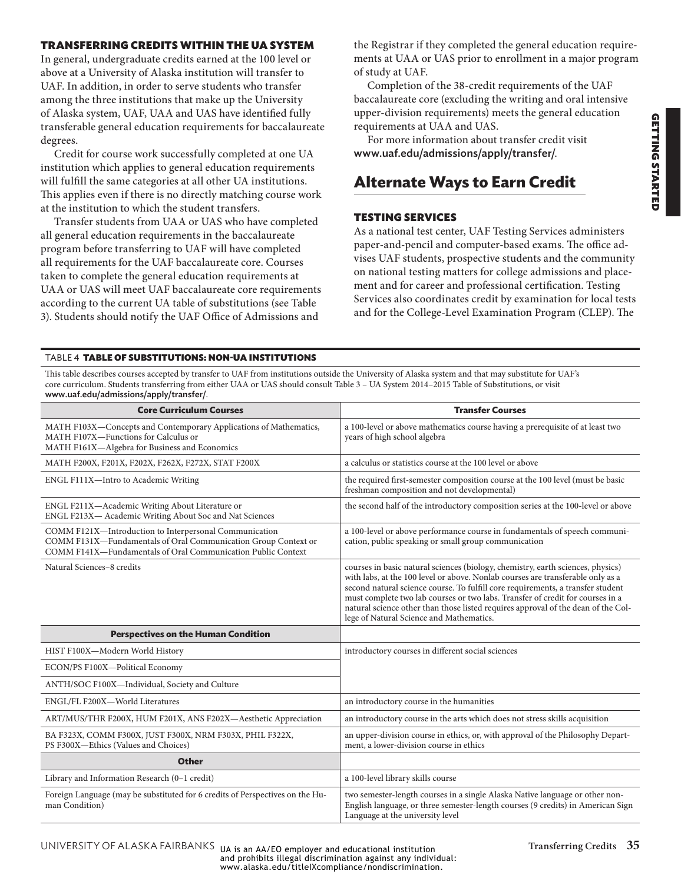### TRANSFERRING CREDITS WITHIN THE UA SYSTEM

In general, undergraduate credits earned at the 100 level or above at a University of Alaska institution will transfer to UAF. In addition, in order to serve students who transfer among the three institutions that make up the University of Alaska system, UAF, UAA and UAS have identified fully transferable general education requirements for baccalaureate degrees.

Credit for course work successfully completed at one UA institution which applies to general education requirements will fulfill the same categories at all other UA institutions. This applies even if there is no directly matching course work at the institution to which the student transfers.

Transfer students from UAA or UAS who have completed all general education requirements in the baccalaureate program before transferring to UAF will have completed all requirements for the UAF baccalaureate core. Courses taken to complete the general education requirements at UAA or UAS will meet UAF baccalaureate core requirements according to the current UA table of substitutions (see Table 3). Students should notify the UAF Office of Admissions and the Registrar if they completed the general education requirements at UAA or UAS prior to enrollment in a major program of study at UAF.

Completion of the 38-credit requirements of the UAF baccalaureate core (excluding the writing and oral intensive upper-division requirements) meets the general education requirements at UAA and UAS.

For more information about transfer credit visit **www.uaf.edu/admissions/apply/transfer/**.

## Alternate Ways to Earn Credit

### TESTING SERVICES

As a national test center, UAF Testing Services administers paper-and-pencil and computer-based exams. The office advises UAF students, prospective students and the community on national testing matters for college admissions and placement and for career and professional certification. Testing Services also coordinates credit by examination for local tests and for the College-Level Examination Program (CLEP). The

TABLE 4 **TABLE OF SUBSTITUTIONS: NON-UA INSTITUTIONS**

This table describes courses accepted by transfer to UAF from institutions outside the University of Alaska system and that may substitute for UAF's core curriculum. Students transferring from either UAA or UAS should consult Table 3 – UA System 2014–2015 Table of Substitutions, or visit **www.uaf.edu/admissions/apply/transfer/**.

| Core Curriculum Courses | Transfer Courses |
|---|---|
| MATH F103X—Concepts and Contemporary Applications of Mathematics, MATH F107X—Functions for Calculus or MATH F161X—Algebra for Business and Economics | a 100-level or above mathematics course having a prerequisite of at least two years of high school algebra |
| MATH F200X, F201X, F202X, F262X, F272X, STAT F200X | a calculus or statistics course at the 100 level or above |
| ENGL F111X—Intro to Academic Writing | the required first-semester composition course at the 100 level (must be basic freshman composition and not developmental) |
| ENGL F211X—Academic Writing About Literature or ENGL F213X— Academic Writing About Soc and Nat Sciences | the second half of the introductory composition series at the 100-level or above |
| COMM F121X—Introduction to Interpersonal Communication COMM F131X—Fundamentals of Oral Communication Group Context or COMM F141X—Fundamentals of Oral Communication Public Context | a 100-level or above performance course in fundamentals of speech communication, public speaking or small group communication |
| Natural Sciences–8 credits | courses in basic natural sciences (biology, chemistry, earth sciences, physics) with labs, at the 100 level or above. Nonlab courses are transferable only as a second natural science course. To fulfill core requirements, a transfer student must complete two lab courses or two labs. Transfer of credit for courses in a natural science other than those listed requires approval of the dean of the College of Natural Science and Mathematics. |
| **Perspectives on the Human Condition** | |
| HIST F100X—Modern World History | introductory courses in different social sciences |
| ECON/PS F100X—Political Economy | |
| ANTH/SOC F100X—Individual, Society and Culture | |
| ENGL/FL F200X—World Literatures | an introductory course in the humanities |
| ART/MUS/THR F200X, HUM F201X, ANS F202X—Aesthetic Appreciation | an introductory course in the arts which does not stress skills acquisition |
| BA F323X, COMM F300X, JUST F300X, NRM F303X, PHIL F322X, PS F300X—Ethics (Values and Choices) | an upper-division course in ethics, or, with approval of the Philosophy Department, a lower-division course in ethics |
| **Other** | |
| Library and Information Research (0–1 credit) | a 100-level library skills course |
| Foreign Language (may be substituted for 6 credits of Perspectives on the Human Condition) | two semester-length courses in a single Alaska Native language or other non-English language, or three semester-length courses (9 credits) in American Sign Language at the university level |

UA is an AA/EO employer and educational institution and prohibits illegal discrimination against any individual: www.alaska.edu/titleIXcompliance/nondiscrimination.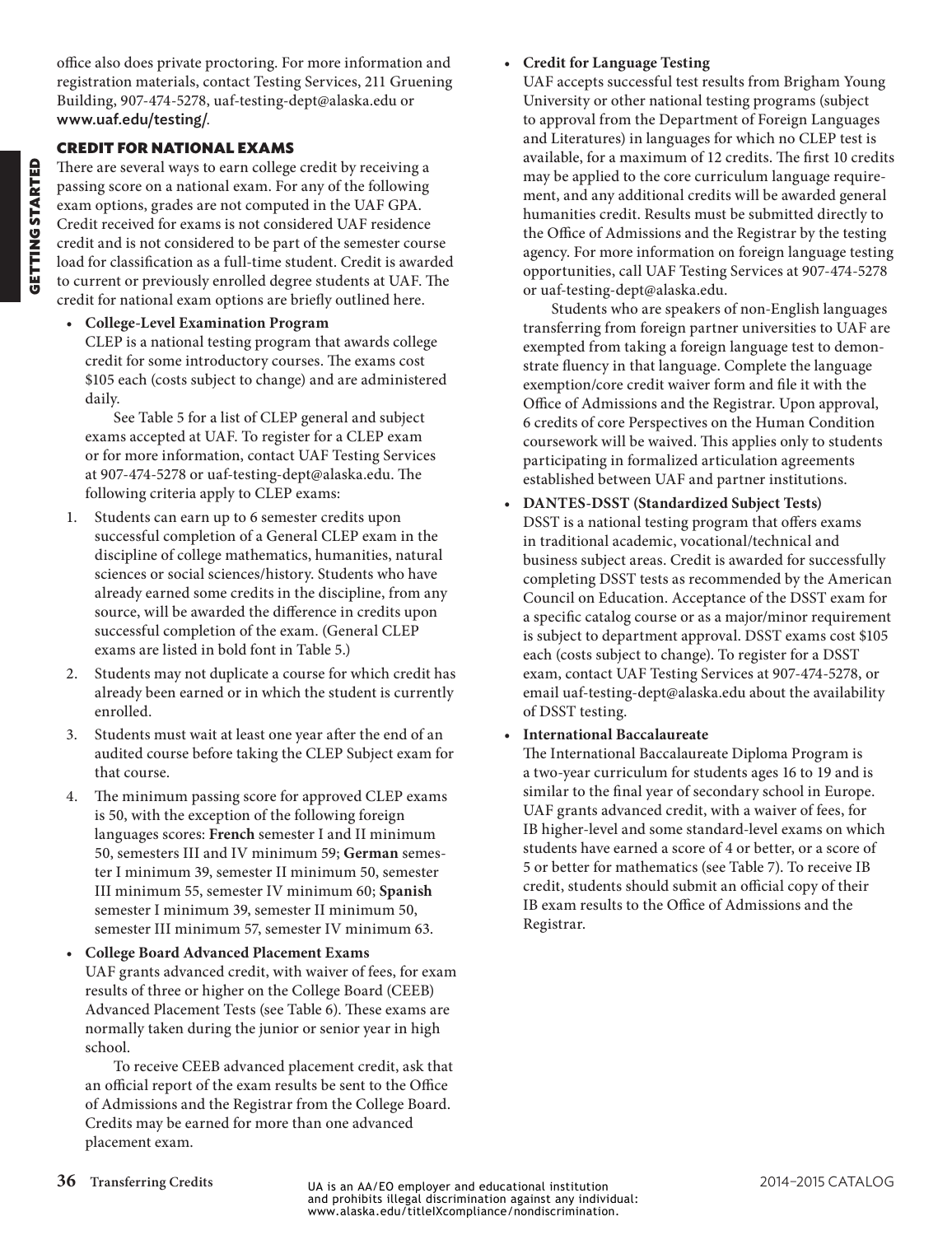office also does private proctoring. For more information and registration materials, contact Testing Services, 211 Gruening Building, 907-474-5278, uaf-testing-dept@alaska.edu or **www.uaf.edu/testing/**.

## CREDIT FOR NATIONAL EXAMS

There are several ways to earn college credit by receiving a passing score on a national exam. For any of the following exam options, grades are not computed in the UAF GPA. Credit received for exams is not considered UAF residence credit and is not considered to be part of the semester course load for classification as a full-time student. Credit is awarded to current or previously enrolled degree students at UAF. The credit for national exam options are briefly outlined here.

- **College-Level Examination Program**
  CLEP is a national testing program that awards college credit for some introductory courses. The exams cost $105 each (costs subject to change) and are administered daily.

  See Table 5 for a list of CLEP general and subject exams accepted at UAF. To register for a CLEP exam or for more information, contact UAF Testing Services at 907-474-5278 or uaf-testing-dept@alaska.edu. The following criteria apply to CLEP exams:

1. Students can earn up to 6 semester credits upon successful completion of a General CLEP exam in the discipline of college mathematics, humanities, natural sciences or social sciences/history. Students who have already earned some credits in the discipline, from any source, will be awarded the difference in credits upon successful completion of the exam. (General CLEP exams are listed in bold font in Table 5.)
2. Students may not duplicate a course for which credit has already been earned or in which the student is currently enrolled.
3. Students must wait at least one year after the end of an audited course before taking the CLEP Subject exam for that course.
4. The minimum passing score for approved CLEP exams is 50, with the exception of the following foreign languages scores: **French** semester I and II minimum 50, semesters III and IV minimum 59; **German** semester I minimum 39, semester II minimum 50, semester III minimum 55, semester IV minimum 60; **Spanish** semester I minimum 39, semester II minimum 50, semester III minimum 57, semester IV minimum 63.

- **College Board Advanced Placement Exams**
  UAF grants advanced credit, with waiver of fees, for exam results of three or higher on the College Board (CEEB) Advanced Placement Tests (see Table 6). These exams are normally taken during the junior or senior year in high school.

  To receive CEEB advanced placement credit, ask that an official report of the exam results be sent to the Office of Admissions and the Registrar from the College Board. Credits may be earned for more than one advanced placement exam.

- **Credit for Language Testing**
  UAF accepts successful test results from Brigham Young University or other national testing programs (subject to approval from the Department of Foreign Languages and Literatures) in languages for which no CLEP test is available, for a maximum of 12 credits. The first 10 credits may be applied to the core curriculum language requirement, and any additional credits will be awarded general humanities credit. Results must be submitted directly to the Office of Admissions and the Registrar by the testing agency. For more information on foreign language testing opportunities, call UAF Testing Services at 907-474-5278 or uaf-testing-dept@alaska.edu.

  Students who are speakers of non-English languages transferring from foreign partner universities to UAF are exempted from taking a foreign language test to demonstrate fluency in that language. Complete the language exemption/core credit waiver form and file it with the Office of Admissions and the Registrar. Upon approval, 6 credits of core Perspectives on the Human Condition coursework will be waived. This applies only to students participating in formalized articulation agreements established between UAF and partner institutions.

- **DANTES-DSST (Standardized Subject Tests)**
  DSST is a national testing program that offers exams in traditional academic, vocational/technical and business subject areas. Credit is awarded for successfully completing DSST tests as recommended by the American Council on Education. Acceptance of the DSST exam for a specific catalog course or as a major/minor requirement is subject to department approval. DSST exams cost $105 each (costs subject to change). To register for a DSST exam, contact UAF Testing Services at 907-474-5278, or email uaf-testing-dept@alaska.edu about the availability of DSST testing.

- **International Baccalaureate**
  The International Baccalaureate Diploma Program is a two-year curriculum for students ages 16 to 19 and is similar to the final year of secondary school in Europe. UAF grants advanced credit, with a waiver of fees, for IB higher-level and some standard-level exams on which students have earned a score of 4 or better, or a score of 5 or better for mathematics (see Table 7). To receive IB credit, students should submit an official copy of their IB exam results to the Office of Admissions and the Registrar.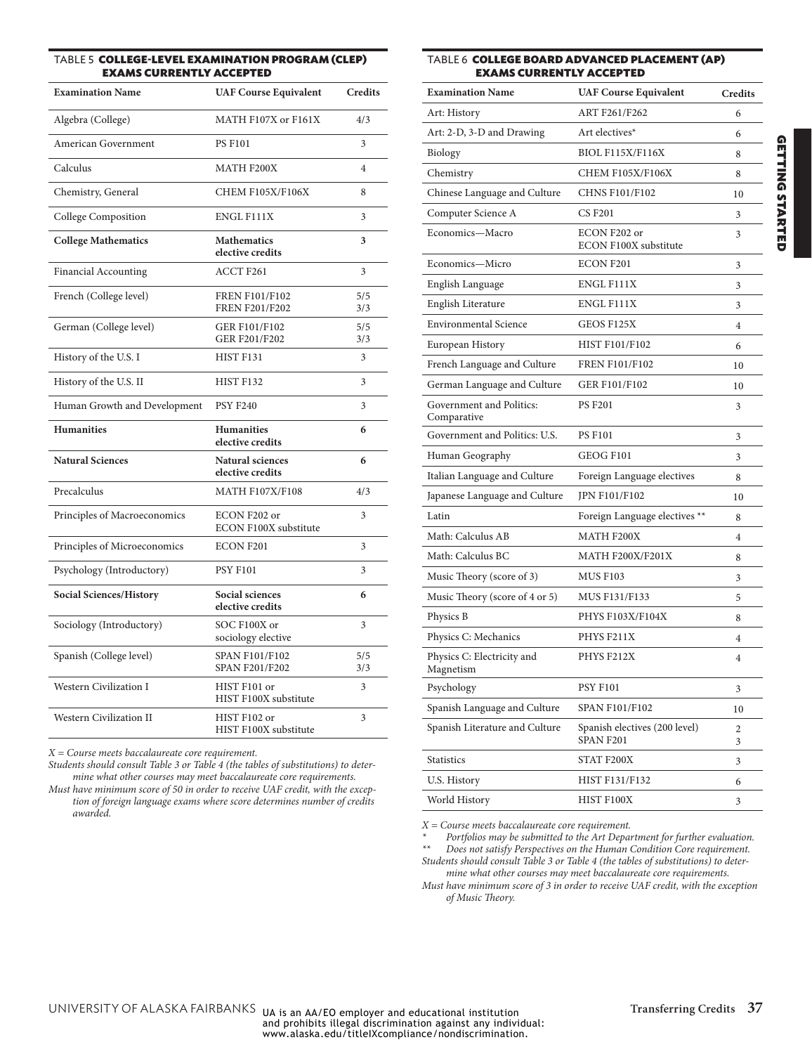## TABLE 5 COLLEGE-LEVEL EXAMINATION PROGRAM (CLEP) EXAMS CURRENTLY ACCEPTED

| Examination Name | UAF Course Equivalent | Credits |
|---|---|---|
| Algebra (College) | MATH F107X or F161X | 4/3 |
| American Government | PS F101 | 3 |
| Calculus | MATH F200X | 4 |
| Chemistry, General | CHEM F105X/F106X | 8 |
| College Composition | ENGL F111X | 3 |
| **College Mathematics** | **Mathematics elective credits** | **3** |
| Financial Accounting | ACCT F261 | 3 |
| French (College level) | FREN F101/F102<br>FREN F201/F202 | 5/5<br>3/3 |
| German (College level) | GER F101/F102<br>GER F201/F202 | 5/5<br>3/3 |
| History of the U.S. I | HIST F131 | 3 |
| History of the U.S. II | HIST F132 | 3 |
| Human Growth and Development | PSY F240 | 3 |
| **Humanities** | **Humanities elective credits** | **6** |
| **Natural Sciences** | **Natural sciences elective credits** | **6** |
| Precalculus | MATH F107X/F108 | 4/3 |
| Principles of Macroeconomics | ECON F202 or ECON F100X substitute | 3 |
| Principles of Microeconomics | ECON F201 | 3 |
| Psychology (Introductory) | PSY F101 | 3 |
| **Social Sciences/History** | **Social sciences elective credits** | **6** |
| Sociology (Introductory) | SOC F100X or sociology elective | 3 |
| Spanish (College level) | SPAN F101/F102<br>SPAN F201/F202 | 5/5<br>3/3 |
| Western Civilization I | HIST F101 or HIST F100X substitute | 3 |
| Western Civilization II | HIST F102 or HIST F100X substitute | 3 |

*X = Course meets baccalaureate core requirement.*

*Students should consult Table 3 or Table 4 (the tables of substitutions) to determine what other courses may meet baccalaureate core requirements.*

*Must have minimum score of 50 in order to receive UAF credit, with the exception of foreign language exams where score determines number of credits awarded.*

## TABLE 6 COLLEGE BOARD ADVANCED PLACEMENT (AP) EXAMS CURRENTLY ACCEPTED

| Examination Name | UAF Course Equivalent | Credits |
|---|---|---|
| Art: History | ART F261/F262 | 6 |
| Art: 2-D, 3-D and Drawing | Art electives* | 6 |
| Biology | BIOL F115X/F116X | 8 |
| Chemistry | CHEM F105X/F106X | 8 |
| Chinese Language and Culture | CHNS F101/F102 | 10 |
| Computer Science A | CS F201 | 3 |
| Economics—Macro | ECON F202 or ECON F100X substitute | 3 |
| Economics—Micro | ECON F201 | 3 |
| English Language | ENGL F111X | 3 |
| English Literature | ENGL F111X | 3 |
| Environmental Science | GEOS F125X | 4 |
| European History | HIST F101/F102 | 6 |
| French Language and Culture | FREN F101/F102 | 10 |
| German Language and Culture | GER F101/F102 | 10 |
| Government and Politics: Comparative | PS F201 | 3 |
| Government and Politics: U.S. | PS F101 | 3 |
| Human Geography | GEOG F101 | 3 |
| Italian Language and Culture | Foreign Language electives | 8 |
| Japanese Language and Culture | JPN F101/F102 | 10 |
| Latin | Foreign Language electives ** | 8 |
| Math: Calculus AB | MATH F200X | 4 |
| Math: Calculus BC | MATH F200X/F201X | 8 |
| Music Theory (score of 3) | MUS F103 | 3 |
| Music Theory (score of 4 or 5) | MUS F131/F133 | 5 |
| Physics B | PHYS F103X/F104X | 8 |
| Physics C: Mechanics | PHYS F211X | 4 |
| Physics C: Electricity and Magnetism | PHYS F212X | 4 |
| Psychology | PSY F101 | 3 |
| Spanish Language and Culture | SPAN F101/F102 | 10 |
| Spanish Literature and Culture | Spanish electives (200 level)<br>SPAN F201 | 2<br>3 |
| Statistics | STAT F200X | 3 |
| U.S. History | HIST F131/F132 | 6 |
| World History | HIST F100X | 3 |

*X = Course meets baccalaureate core requirement.*

\* *Portfolios may be submitted to the Art Department for further evaluation.*

\*\* *Does not satisfy Perspectives on the Human Condition Core requirement.*

*Students should consult Table 3 or Table 4 (the tables of substitutions) to determine what other courses may meet baccalaureate core requirements.*

*Must have minimum score of 3 in order to receive UAF credit, with the exception of Music Theory.*

UA is an AA/EO employer and educational institution and prohibits illegal discrimination against any individual: www.alaska.edu/titleIXcompliance/nondiscrimination.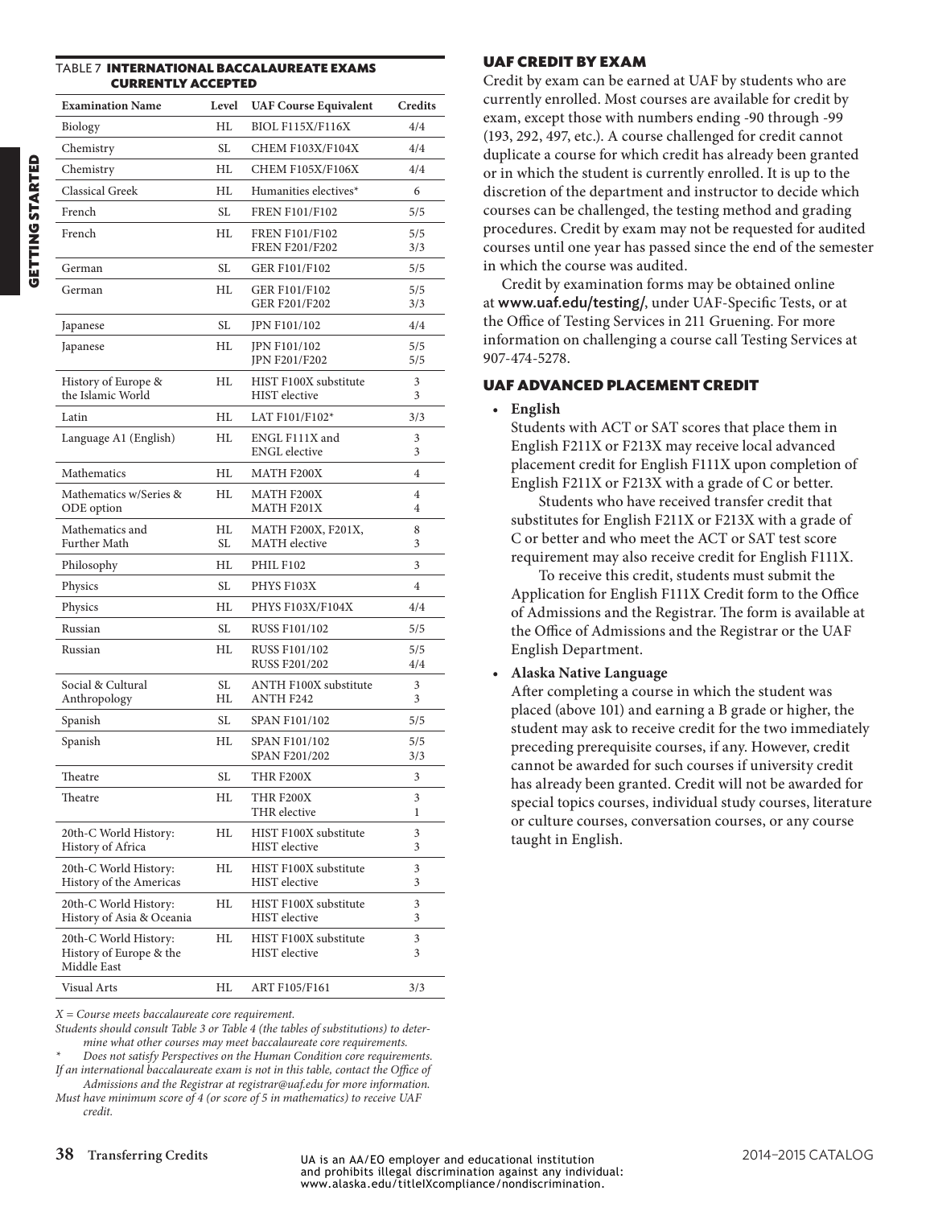TABLE 7 **INTERNATIONAL BACCALAUREATE EXAMS CURRENTLY ACCEPTED**

| Examination Name | Level | UAF Course Equivalent | Credits |
|---|---|---|---|
| Biology | HL | BIOL F115X/F116X | 4/4 |
| Chemistry | SL | CHEM F103X/F104X | 4/4 |
| Chemistry | HL | CHEM F105X/F106X | 4/4 |
| Classical Greek | HL | Humanities electives* | 6 |
| French | SL | FREN F101/F102 | 5/5 |
| French | HL | FREN F101/F102<br>FREN F201/F202 | 5/5<br>3/3 |
| German | SL | GER F101/F102 | 5/5 |
| German | HL | GER F101/F102<br>GER F201/F202 | 5/5<br>3/3 |
| Japanese | SL | JPN F101/102 | 4/4 |
| Japanese | HL | JPN F101/102<br>JPN F201/F202 | 5/5<br>5/5 |
| History of Europe & the Islamic World | HL | HIST F100X substitute<br>HIST elective | 3<br>3 |
| Latin | HL | LAT F101/F102* | 3/3 |
| Language A1 (English) | HL | ENGL F111X and<br>ENGL elective | 3<br>3 |
| Mathematics | HL | MATH F200X | 4 |
| Mathematics w/Series & ODE option | HL | MATH F200X<br>MATH F201X | 4<br>4 |
| Mathematics and Further Math | HL<br>SL | MATH F200X, F201X,<br>MATH elective | 8<br>3 |
| Philosophy | HL | PHIL F102 | 3 |
| Physics | SL | PHYS F103X | 4 |
| Physics | HL | PHYS F103X/F104X | 4/4 |
| Russian | SL | RUSS F101/102 | 5/5 |
| Russian | HL | RUSS F101/102<br>RUSS F201/202 | 5/5<br>4/4 |
| Social & Cultural Anthropology | SL<br>HL | ANTH F100X substitute<br>ANTH F242 | 3<br>3 |
| Spanish | SL | SPAN F101/102 | 5/5 |
| Spanish | HL | SPAN F101/102<br>SPAN F201/202 | 5/5<br>3/3 |
| Theatre | SL | THR F200X | 3 |
| Theatre | HL | THR F200X<br>THR elective | 3<br>1 |
| 20th-C World History: History of Africa | HL | HIST F100X substitute<br>HIST elective | 3<br>3 |
| 20th-C World History: History of the Americas | HL | HIST F100X substitute<br>HIST elective | 3<br>3 |
| 20th-C World History: History of Asia & Oceania | HL | HIST F100X substitute<br>HIST elective | 3<br>3 |
| 20th-C World History: History of Europe & the Middle East | HL | HIST F100X substitute<br>HIST elective | 3<br>3 |
| Visual Arts | HL | ART F105/F161 | 3/3 |

*X = Course meets baccalaureate core requirement.*

*Students should consult Table 3 or Table 4 (the tables of substitutions) to determine what other courses may meet baccalaureate core requirements.*

\* *Does not satisfy Perspectives on the Human Condition core requirements.*

*If an international baccalaureate exam is not in this table, contact the Office of Admissions and the Registrar at registrar@uaf.edu for more information.*

*Must have minimum score of 4 (or score of 5 in mathematics) to receive UAF credit.*

## UAF CREDIT BY EXAM

Credit by exam can be earned at UAF by students who are currently enrolled. Most courses are available for credit by exam, except those with numbers ending -90 through -99 (193, 292, 497, etc.). A course challenged for credit cannot duplicate a course for which credit has already been granted or in which the student is currently enrolled. It is up to the discretion of the department and instructor to decide which courses can be challenged, the testing method and grading procedures. Credit by exam may not be requested for audited courses until one year has passed since the end of the semester in which the course was audited.

Credit by examination forms may be obtained online at **www.uaf.edu/testing/**, under UAF-Specific Tests, or at the Office of Testing Services in 211 Gruening. For more information on challenging a course call Testing Services at 907-474-5278.

## UAF ADVANCED PLACEMENT CREDIT

- **English**
  Students with ACT or SAT scores that place them in English F211X or F213X may receive local advanced placement credit for English F111X upon completion of English F211X or F213X with a grade of C or better.
  
  Students who have received transfer credit that substitutes for English F211X or F213X with a grade of C or better and who meet the ACT or SAT test score requirement may also receive credit for English F111X.
  
  To receive this credit, students must submit the Application for English F111X Credit form to the Office of Admissions and the Registrar. The form is available at the Office of Admissions and the Registrar or the UAF English Department.
- **Alaska Native Language**
  After completing a course in which the student was placed (above 101) and earning a B grade or higher, the student may ask to receive credit for the two immediately preceding prerequisite courses, if any. However, credit cannot be awarded for such courses if university credit has already been granted. Credit will not be awarded for special topics courses, individual study courses, literature or culture courses, conversation courses, or any course taught in English.

UA is an AA/EO employer and educational institution and prohibits illegal discrimination against any individual: www.alaska.edu/titleIXcompliance/nondiscrimination.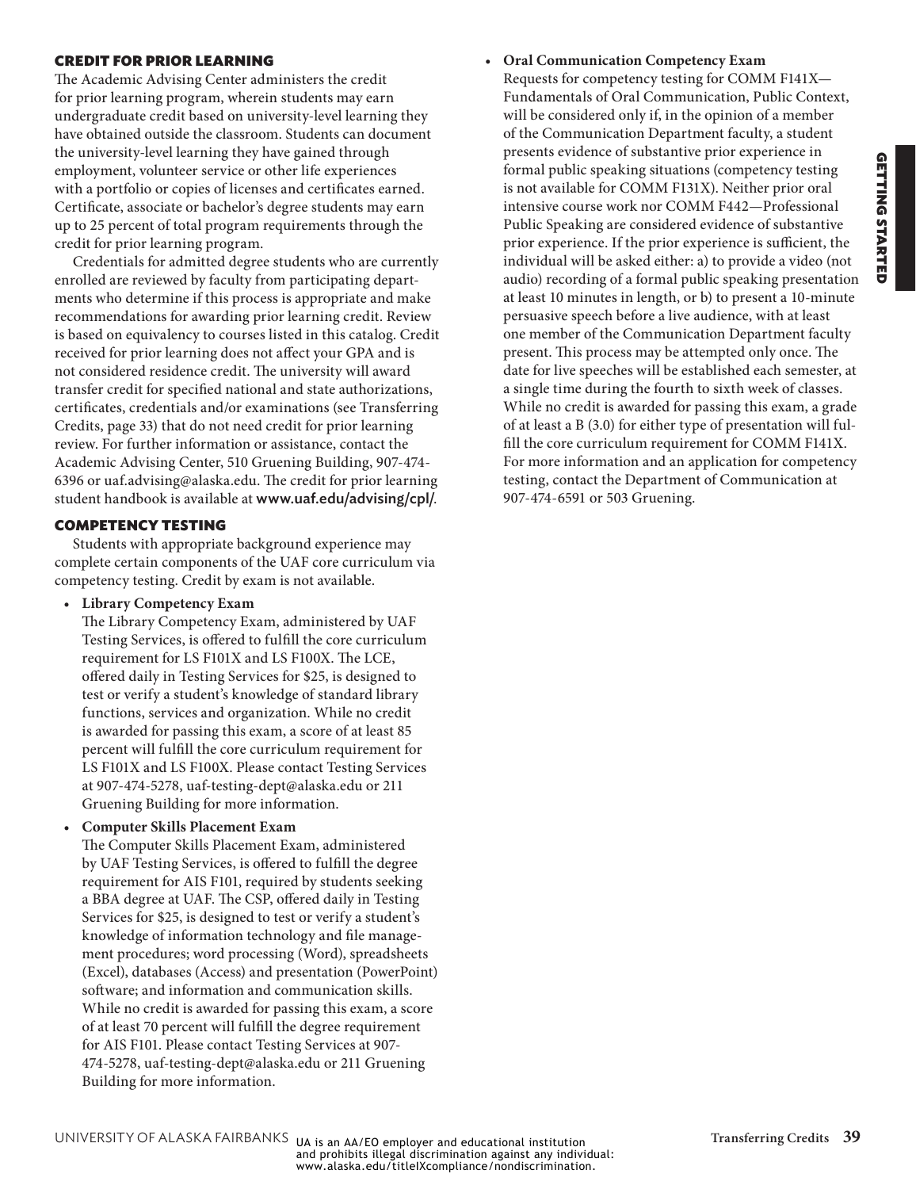## CREDIT FOR PRIOR LEARNING

The Academic Advising Center administers the credit for prior learning program, wherein students may earn undergraduate credit based on university-level learning they have obtained outside the classroom. Students can document the university-level learning they have gained through employment, volunteer service or other life experiences with a portfolio or copies of licenses and certificates earned. Certificate, associate or bachelor's degree students may earn up to 25 percent of total program requirements through the credit for prior learning program.

Credentials for admitted degree students who are currently enrolled are reviewed by faculty from participating departments who determine if this process is appropriate and make recommendations for awarding prior learning credit. Review is based on equivalency to courses listed in this catalog. Credit received for prior learning does not affect your GPA and is not considered residence credit. The university will award transfer credit for specified national and state authorizations, certificates, credentials and/or examinations (see Transferring Credits, page 33) that do not need credit for prior learning review. For further information or assistance, contact the Academic Advising Center, 510 Gruening Building, 907-474-6396 or uaf.advising@alaska.edu. The credit for prior learning student handbook is available at **www.uaf.edu/advising/cpl/**.

## COMPETENCY TESTING

Students with appropriate background experience may complete certain components of the UAF core curriculum via competency testing. Credit by exam is not available.

- **Library Competency Exam**
  The Library Competency Exam, administered by UAF Testing Services, is offered to fulfill the core curriculum requirement for LS F101X and LS F100X. The LCE, offered daily in Testing Services for $25, is designed to test or verify a student's knowledge of standard library functions, services and organization. While no credit is awarded for passing this exam, a score of at least 85 percent will fulfill the core curriculum requirement for LS F101X and LS F100X. Please contact Testing Services at 907-474-5278, uaf-testing-dept@alaska.edu or 211 Gruening Building for more information.

- **Computer Skills Placement Exam**
  The Computer Skills Placement Exam, administered by UAF Testing Services, is offered to fulfill the degree requirement for AIS F101, required by students seeking a BBA degree at UAF. The CSP, offered daily in Testing Services for $25, is designed to test or verify a student's knowledge of information technology and file management procedures; word processing (Word), spreadsheets (Excel), databases (Access) and presentation (PowerPoint) software; and information and communication skills. While no credit is awarded for passing this exam, a score of at least 70 percent will fulfill the degree requirement for AIS F101. Please contact Testing Services at 907-474-5278, uaf-testing-dept@alaska.edu or 211 Gruening Building for more information.

- **Oral Communication Competency Exam**
  Requests for competency testing for COMM F141X—Fundamentals of Oral Communication, Public Context, will be considered only if, in the opinion of a member of the Communication Department faculty, a student presents evidence of substantive prior experience in formal public speaking situations (competency testing is not available for COMM F131X). Neither prior oral intensive course work nor COMM F442—Professional Public Speaking are considered evidence of substantive prior experience. If the prior experience is sufficient, the individual will be asked either: a) to provide a video (not audio) recording of a formal public speaking presentation at least 10 minutes in length, or b) to present a 10-minute persuasive speech before a live audience, with at least one member of the Communication Department faculty present. This process may be attempted only once. The date for live speeches will be established each semester, at a single time during the fourth to sixth week of classes. While no credit is awarded for passing this exam, a grade of at least a B (3.0) for either type of presentation will fulfill the core curriculum requirement for COMM F141X. For more information and an application for competency testing, contact the Department of Communication at 907-474-6591 or 503 Gruening.

UA is an AA/EO employer and educational institution and prohibits illegal discrimination against any individual: www.alaska.edu/titleIXcompliance/nondiscrimination.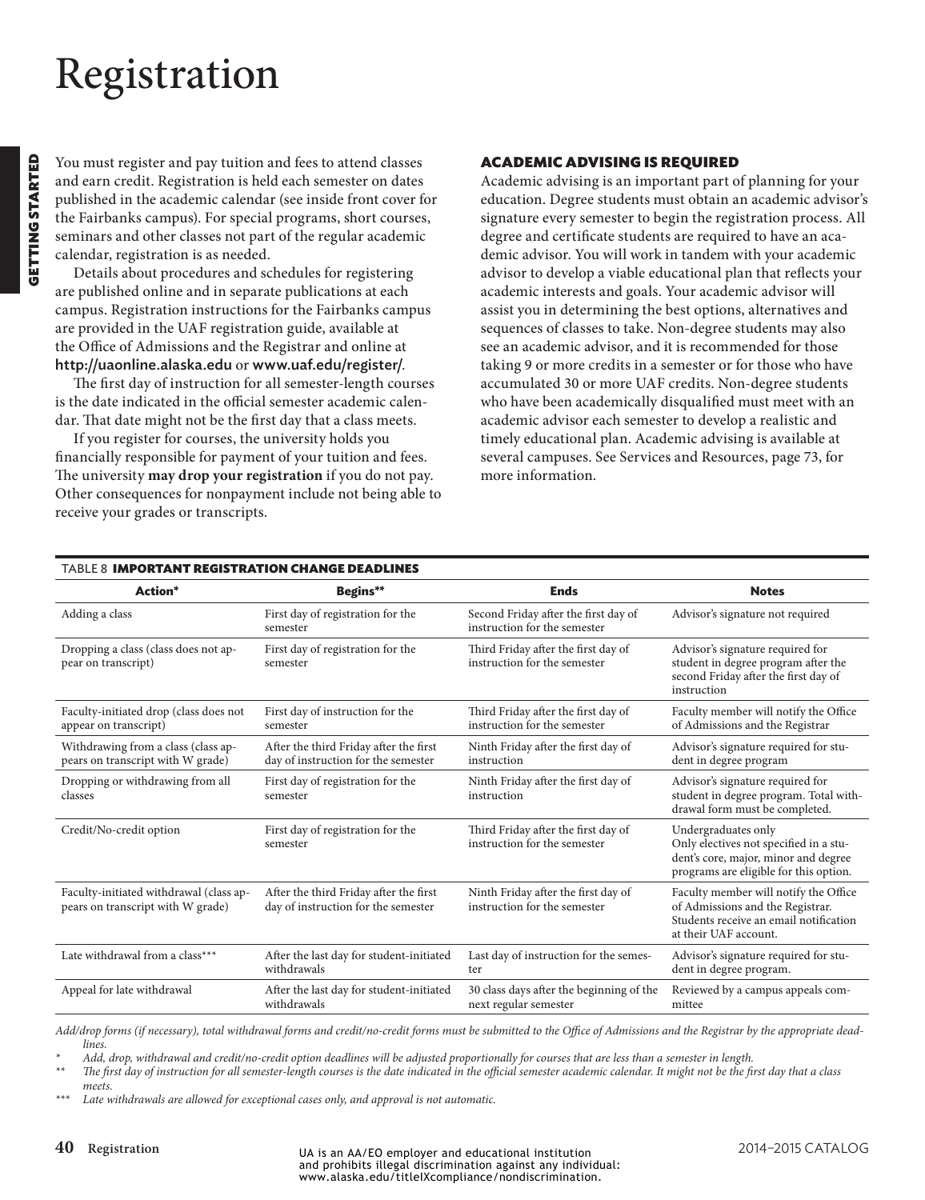# Registration

You must register and pay tuition and fees to attend classes and earn credit. Registration is held each semester on dates published in the academic calendar (see inside front cover for the Fairbanks campus). For special programs, short courses, seminars and other classes not part of the regular academic calendar, registration is as needed.

Details about procedures and schedules for registering are published online and in separate publications at each campus. Registration instructions for the Fairbanks campus are provided in the UAF registration guide, available at the Office of Admissions and the Registrar and online at **http://uaonline.alaska.edu** or **www.uaf.edu/register/**.

The first day of instruction for all semester-length courses is the date indicated in the official semester academic calendar. That date might not be the first day that a class meets.

If you register for courses, the university holds you financially responsible for payment of your tuition and fees. The university **may drop your registration** if you do not pay. Other consequences for nonpayment include not being able to receive your grades or transcripts.

### ACADEMIC ADVISING IS REQUIRED

Academic advising is an important part of planning for your education. Degree students must obtain an academic advisor's signature every semester to begin the registration process. All degree and certificate students are required to have an academic advisor. You will work in tandem with your academic advisor to develop a viable educational plan that reflects your academic interests and goals. Your academic advisor will assist you in determining the best options, alternatives and sequences of classes to take. Non-degree students may also see an academic advisor, and it is recommended for those taking 9 or more credits in a semester or for those who have accumulated 30 or more UAF credits. Non-degree students who have been academically disqualified must meet with an academic advisor each semester to develop a realistic and timely educational plan. Academic advising is available at several campuses. See Services and Resources, page 73, for more information.

TABLE 8 **IMPORTANT REGISTRATION CHANGE DEADLINES**

| Action* | Begins** | Ends | Notes |
|---|---|---|---|
| Adding a class | First day of registration for the semester | Second Friday after the first day of instruction for the semester | Advisor's signature not required |
| Dropping a class (class does not appear on transcript) | First day of registration for the semester | Third Friday after the first day of instruction for the semester | Advisor's signature required for student in degree program after the second Friday after the first day of instruction |
| Faculty-initiated drop (class does not appear on transcript) | First day of instruction for the semester | Third Friday after the first day of instruction for the semester | Faculty member will notify the Office of Admissions and the Registrar |
| Withdrawing from a class (class appears on transcript with W grade) | After the third Friday after the first day of instruction for the semester | Ninth Friday after the first day of instruction | Advisor's signature required for student in degree program |
| Dropping or withdrawing from all classes | First day of registration for the semester | Ninth Friday after the first day of instruction | Advisor's signature required for student in degree program. Total withdrawal form must be completed. |
| Credit/No-credit option | First day of registration for the semester | Third Friday after the first day of instruction for the semester | Undergraduates only<br>Only electives not specified in a student's core, major, minor and degree programs are eligible for this option. |
| Faculty-initiated withdrawal (class appears on transcript with W grade) | After the third Friday after the first day of instruction for the semester | Ninth Friday after the first day of instruction for the semester | Faculty member will notify the Office of Admissions and the Registrar. Students receive an email notification at their UAF account. |
| Late withdrawal from a class*** | After the last day for student-initiated withdrawals | Last day of instruction for the semester | Advisor's signature required for student in degree program. |
| Appeal for late withdrawal | After the last day for student-initiated withdrawals | 30 class days after the beginning of the next regular semester | Reviewed by a campus appeals committee |

*Add/drop forms (if necessary), total withdrawal forms and credit/no-credit forms must be submitted to the Office of Admissions and the Registrar by the appropriate deadlines.*

\* *Add, drop, withdrawal and credit/no-credit option deadlines will be adjusted proportionally for courses that are less than a semester in length.*

\*\* *The first day of instruction for all semester-length courses is the date indicated in the official semester academic calendar. It might not be the first day that a class meets.*

\*\*\* *Late withdrawals are allowed for exceptional cases only, and approval is not automatic.*

UA is an AA/EO employer and educational institution and prohibits illegal discrimination against any individual: www.alaska.edu/titleIXcompliance/nondiscrimination.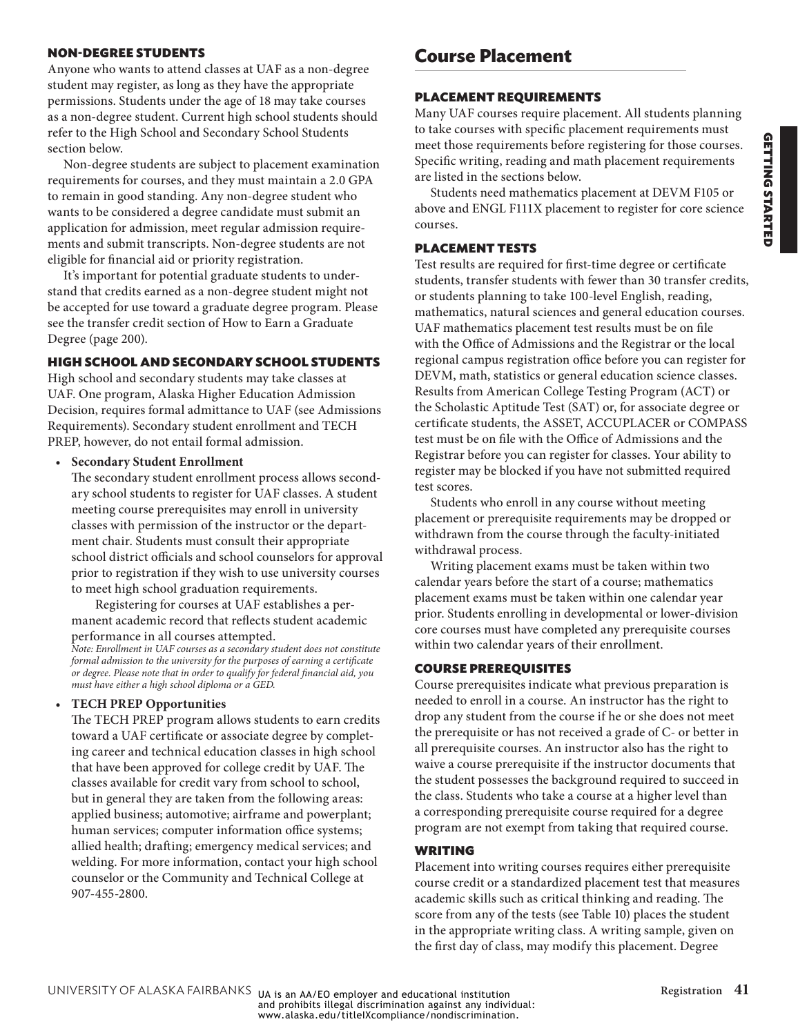### NON-DEGREE STUDENTS

Anyone who wants to attend classes at UAF as a non-degree student may register, as long as they have the appropriate permissions. Students under the age of 18 may take courses as a non-degree student. Current high school students should refer to the High School and Secondary School Students section below.

Non-degree students are subject to placement examination requirements for courses, and they must maintain a 2.0 GPA to remain in good standing. Any non-degree student who wants to be considered a degree candidate must submit an application for admission, meet regular admission requirements and submit transcripts. Non-degree students are not eligible for financial aid or priority registration.

It's important for potential graduate students to understand that credits earned as a non-degree student might not be accepted for use toward a graduate degree program. Please see the transfer credit section of How to Earn a Graduate Degree (page 200).

### HIGH SCHOOL AND SECONDARY SCHOOL STUDENTS

High school and secondary students may take classes at UAF. One program, Alaska Higher Education Admission Decision, requires formal admittance to UAF (see Admissions Requirements). Secondary student enrollment and TECH PREP, however, do not entail formal admission.

- **Secondary Student Enrollment**

  The secondary student enrollment process allows secondary school students to register for UAF classes. A student meeting course prerequisites may enroll in university classes with permission of the instructor or the department chair. Students must consult their appropriate school district officials and school counselors for approval prior to registration if they wish to use university courses to meet high school graduation requirements.

  Registering for courses at UAF establishes a permanent academic record that reflects student academic performance in all courses attempted.

  *Note: Enrollment in UAF courses as a secondary student does not constitute formal admission to the university for the purposes of earning a certificate or degree. Please note that in order to qualify for federal financial aid, you must have either a high school diploma or a GED.*

- **TECH PREP Opportunities**

  The TECH PREP program allows students to earn credits toward a UAF certificate or associate degree by completing career and technical education classes in high school that have been approved for college credit by UAF. The classes available for credit vary from school to school, but in general they are taken from the following areas: applied business; automotive; airframe and powerplant; human services; computer information office systems; allied health; drafting; emergency medical services; and welding. For more information, contact your high school counselor or the Community and Technical College at 907-455-2800.

## Course Placement

### PLACEMENT REQUIREMENTS

Many UAF courses require placement. All students planning to take courses with specific placement requirements must meet those requirements before registering for those courses. Specific writing, reading and math placement requirements are listed in the sections below.

Students need mathematics placement at DEVM F105 or above and ENGL F111X placement to register for core science courses.

### PLACEMENT TESTS

Test results are required for first-time degree or certificate students, transfer students with fewer than 30 transfer credits, or students planning to take 100-level English, reading, mathematics, natural sciences and general education courses. UAF mathematics placement test results must be on file with the Office of Admissions and the Registrar or the local regional campus registration office before you can register for DEVM, math, statistics or general education science classes. Results from American College Testing Program (ACT) or the Scholastic Aptitude Test (SAT) or, for associate degree or certificate students, the ASSET, ACCUPLACER or COMPASS test must be on file with the Office of Admissions and the Registrar before you can register for classes. Your ability to register may be blocked if you have not submitted required test scores.

Students who enroll in any course without meeting placement or prerequisite requirements may be dropped or withdrawn from the course through the faculty-initiated withdrawal process.

Writing placement exams must be taken within two calendar years before the start of a course; mathematics placement exams must be taken within one calendar year prior. Students enrolling in developmental or lower-division core courses must have completed any prerequisite courses within two calendar years of their enrollment.

### COURSE PREREQUISITES

Course prerequisites indicate what previous preparation is needed to enroll in a course. An instructor has the right to drop any student from the course if he or she does not meet the prerequisite or has not received a grade of C- or better in all prerequisite courses. An instructor also has the right to waive a course prerequisite if the instructor documents that the student possesses the background required to succeed in the class. Students who take a course at a higher level than a corresponding prerequisite course required for a degree program are not exempt from taking that required course.

### WRITING

Placement into writing courses requires either prerequisite course credit or a standardized placement test that measures academic skills such as critical thinking and reading. The score from any of the tests (see Table 10) places the student in the appropriate writing class. A writing sample, given on the first day of class, may modify this placement. Degree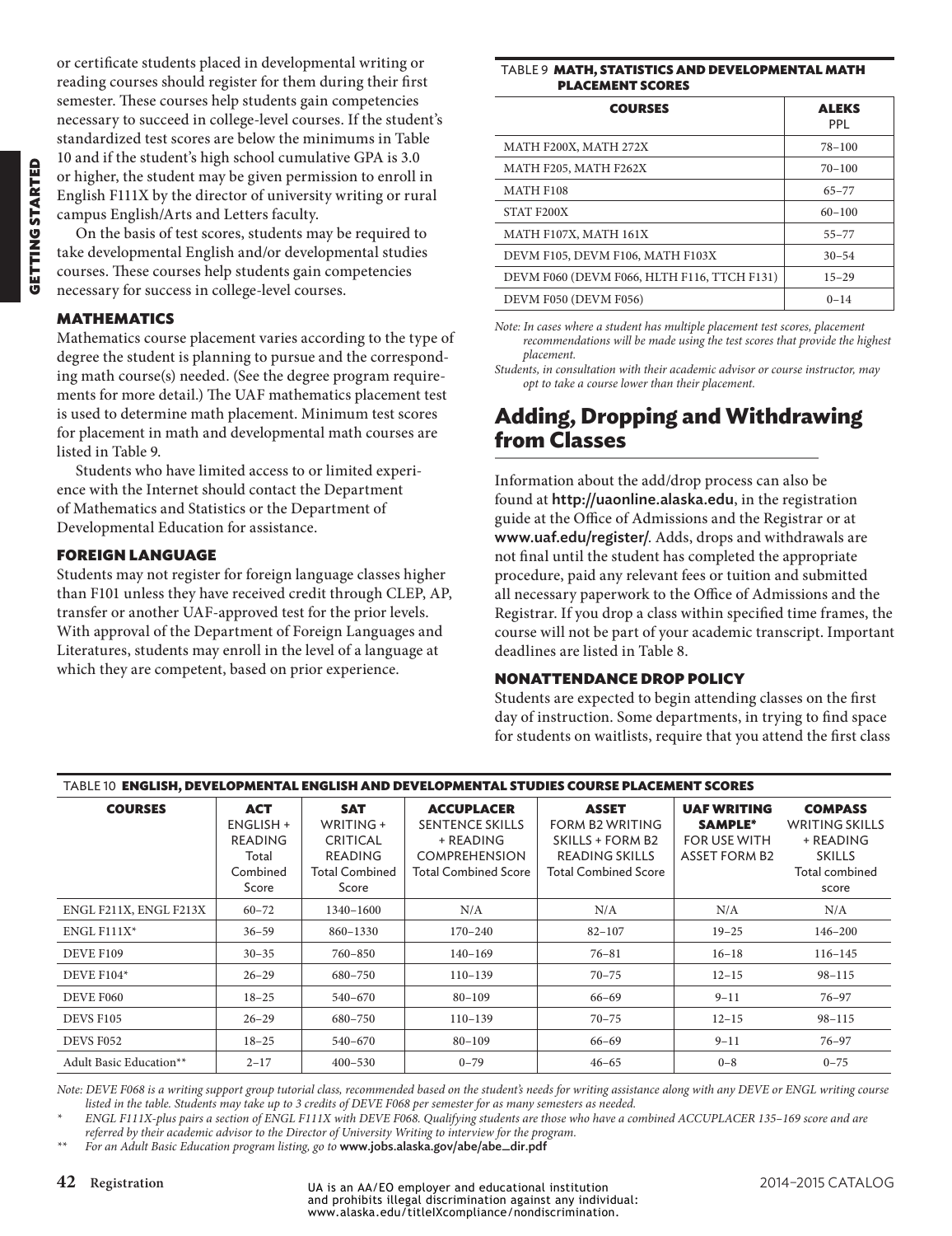or certificate students placed in developmental writing or reading courses should register for them during their first semester. These courses help students gain competencies necessary to succeed in college-level courses. If the student's standardized test scores are below the minimums in Table 10 and if the student's high school cumulative GPA is 3.0 or higher, the student may be given permission to enroll in English F111X by the director of university writing or rural campus English/Arts and Letters faculty.

On the basis of test scores, students may be required to take developmental English and/or developmental studies courses. These courses help students gain competencies necessary for success in college-level courses.

### MATHEMATICS

Mathematics course placement varies according to the type of degree the student is planning to pursue and the corresponding math course(s) needed. (See the degree program requirements for more detail.) The UAF mathematics placement test is used to determine math placement. Minimum test scores for placement in math and developmental math courses are listed in Table 9.

Students who have limited access to or limited experience with the Internet should contact the Department of Mathematics and Statistics or the Department of Developmental Education for assistance.

### FOREIGN LANGUAGE

Students may not register for foreign language classes higher than F101 unless they have received credit through CLEP, AP, transfer or another UAF-approved test for the prior levels. With approval of the Department of Foreign Languages and Literatures, students may enroll in the level of a language at which they are competent, based on prior experience.

TABLE 9 **MATH, STATISTICS AND DEVELOPMENTAL MATH PLACEMENT SCORES**

| COURSES | ALEKS PPL |
|---|---|
| MATH F200X, MATH 272X | 78–100 |
| MATH F205, MATH F262X | 70–100 |
| MATH F108 | 65–77 |
| STAT F200X | 60–100 |
| MATH F107X, MATH 161X | 55–77 |
| DEVM F105, DEVM F106, MATH F103X | 30–54 |
| DEVM F060 (DEVM F066, HLTH F116, TTCH F131) | 15–29 |
| DEVM F050 (DEVM F056) | 0–14 |

*Note: In cases where a student has multiple placement test scores, placement recommendations will be made using the test scores that provide the highest placement.*

*Students, in consultation with their academic advisor or course instructor, may opt to take a course lower than their placement.*

## Adding, Dropping and Withdrawing from Classes

Information about the add/drop process can also be found at **http://uaonline.alaska.edu**, in the registration guide at the Office of Admissions and the Registrar or at **www.uaf.edu/register/**. Adds, drops and withdrawals are not final until the student has completed the appropriate procedure, paid any relevant fees or tuition and submitted all necessary paperwork to the Office of Admissions and the Registrar. If you drop a class within specified time frames, the course will not be part of your academic transcript. Important deadlines are listed in Table 8.

### NONATTENDANCE DROP POLICY

Students are expected to begin attending classes on the first day of instruction. Some departments, in trying to find space for students on waitlists, require that you attend the first class

TABLE 10 **ENGLISH, DEVELOPMENTAL ENGLISH AND DEVELOPMENTAL STUDIES COURSE PLACEMENT SCORES**

| COURSES | ACT ENGLISH + READING Total Combined Score | SAT WRITING + CRITICAL READING Total Combined Score | ACCUPLACER SENTENCE SKILLS + READING COMPREHENSION Total Combined Score | ASSET FORM B2 WRITING SKILLS + FORM B2 READING SKILLS Total Combined Score | UAF WRITING SAMPLE* FOR USE WITH ASSET FORM B2 | COMPASS WRITING SKILLS + READING SKILLS Total combined score |
|---|---|---|---|---|---|---|
| ENGL F211X, ENGL F213X | 60–72 | 1340–1600 | N/A | N/A | N/A | N/A |
| ENGL F111X* | 36–59 | 860–1330 | 170–240 | 82–107 | 19–25 | 146–200 |
| DEVE F109 | 30–35 | 760–850 | 140–169 | 76–81 | 16–18 | 116–145 |
| DEVE F104* | 26–29 | 680–750 | 110–139 | 70–75 | 12–15 | 98–115 |
| DEVE F060 | 18–25 | 540–670 | 80–109 | 66–69 | 9–11 | 76–97 |
| DEVS F105 | 26–29 | 680–750 | 110–139 | 70–75 | 12–15 | 98–115 |
| DEVS F052 | 18–25 | 540–670 | 80–109 | 66–69 | 9–11 | 76–97 |
| Adult Basic Education** | 2–17 | 400–530 | 0–79 | 46–65 | 0–8 | 0–75 |

*Note: DEVE F068 is a writing support group tutorial class, recommended based on the student's needs for writing assistance along with any DEVE or ENGL writing course listed in the table. Students may take up to 3 credits of DEVE F068 per semester for as many semesters as needed.*

\* *ENGL F111X-plus pairs a section of ENGL F111X with DEVE F068. Qualifying students are those who have a combined ACCUPLACER 135–169 score and are referred by their academic advisor to the Director of University Writing to interview for the program.*

\** *For an Adult Basic Education program listing, go to* **www.jobs.alaska.gov/abe/abe_dir.pdf**

UA is an AA/EO employer and educational institution and prohibits illegal discrimination against any individual: www.alaska.edu/titleIXcompliance/nondiscrimination.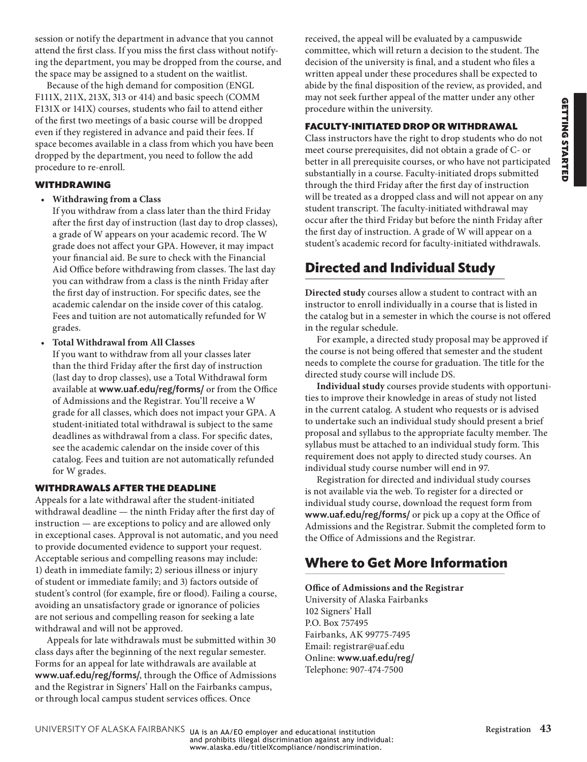session or notify the department in advance that you cannot attend the first class. If you miss the first class without notifying the department, you may be dropped from the course, and the space may be assigned to a student on the waitlist.

Because of the high demand for composition (ENGL F111X, 211X, 213X, 313 or 414) and basic speech (COMM F131X or 141X) courses, students who fail to attend either of the first two meetings of a basic course will be dropped even if they registered in advance and paid their fees. If space becomes available in a class from which you have been dropped by the department, you need to follow the add procedure to re-enroll.

### WITHDRAWING

- **Withdrawing from a Class**
  If you withdraw from a class later than the third Friday after the first day of instruction (last day to drop classes), a grade of W appears on your academic record. The W grade does not affect your GPA. However, it may impact your financial aid. Be sure to check with the Financial Aid Office before withdrawing from classes. The last day you can withdraw from a class is the ninth Friday after the first day of instruction. For specific dates, see the academic calendar on the inside cover of this catalog. Fees and tuition are not automatically refunded for W grades.
- **Total Withdrawal from All Classes**
  If you want to withdraw from all your classes later than the third Friday after the first day of instruction (last day to drop classes), use a Total Withdrawal form available at **www.uaf.edu/reg/forms/** or from the Office of Admissions and the Registrar. You'll receive a W grade for all classes, which does not impact your GPA. A student-initiated total withdrawal is subject to the same deadlines as withdrawal from a class. For specific dates, see the academic calendar on the inside cover of this catalog. Fees and tuition are not automatically refunded for W grades.

### WITHDRAWALS AFTER THE DEADLINE

Appeals for a late withdrawal after the student-initiated withdrawal deadline — the ninth Friday after the first day of instruction — are exceptions to policy and are allowed only in exceptional cases. Approval is not automatic, and you need to provide documented evidence to support your request. Acceptable serious and compelling reasons may include: 1) death in immediate family; 2) serious illness or injury of student or immediate family; and 3) factors outside of student's control (for example, fire or flood). Failing a course, avoiding an unsatisfactory grade or ignorance of policies are not serious and compelling reason for seeking a late withdrawal and will not be approved.

Appeals for late withdrawals must be submitted within 30 class days after the beginning of the next regular semester. Forms for an appeal for late withdrawals are available at **www.uaf.edu/reg/forms/**, through the Office of Admissions and the Registrar in Signers' Hall on the Fairbanks campus, or through local campus student services offices. Once received, the appeal will be evaluated by a campuswide committee, which will return a decision to the student. The decision of the university is final, and a student who files a written appeal under these procedures shall be expected to abide by the final disposition of the review, as provided, and may not seek further appeal of the matter under any other procedure within the university.

### FACULTY-INITIATED DROP OR WITHDRAWAL

Class instructors have the right to drop students who do not meet course prerequisites, did not obtain a grade of C- or better in all prerequisite courses, or who have not participated substantially in a course. Faculty-initiated drops submitted through the third Friday after the first day of instruction will be treated as a dropped class and will not appear on any student transcript. The faculty-initiated withdrawal may occur after the third Friday but before the ninth Friday after the first day of instruction. A grade of W will appear on a student's academic record for faculty-initiated withdrawals.

## Directed and Individual Study

**Directed study** courses allow a student to contract with an instructor to enroll individually in a course that is listed in the catalog but in a semester in which the course is not offered in the regular schedule.

For example, a directed study proposal may be approved if the course is not being offered that semester and the student needs to complete the course for graduation. The title for the directed study course will include DS.

**Individual study** courses provide students with opportunities to improve their knowledge in areas of study not listed in the current catalog. A student who requests or is advised to undertake such an individual study should present a brief proposal and syllabus to the appropriate faculty member. The syllabus must be attached to an individual study form. This requirement does not apply to directed study courses. An individual study course number will end in 97.

Registration for directed and individual study courses is not available via the web. To register for a directed or individual study course, download the request form from **www.uaf.edu/reg/forms/** or pick up a copy at the Office of Admissions and the Registrar. Submit the completed form to the Office of Admissions and the Registrar.

## Where to Get More Information

**Office of Admissions and the Registrar**
University of Alaska Fairbanks
102 Signers' Hall
P.O. Box 757495
Fairbanks, AK 99775-7495
Email: registrar@uaf.edu
Online: **www.uaf.edu/reg/**
Telephone: 907-474-7500

UA is an AA/EO employer and educational institution and prohibits illegal discrimination against any individual: www.alaska.edu/titleIXcompliance/nondiscrimination.